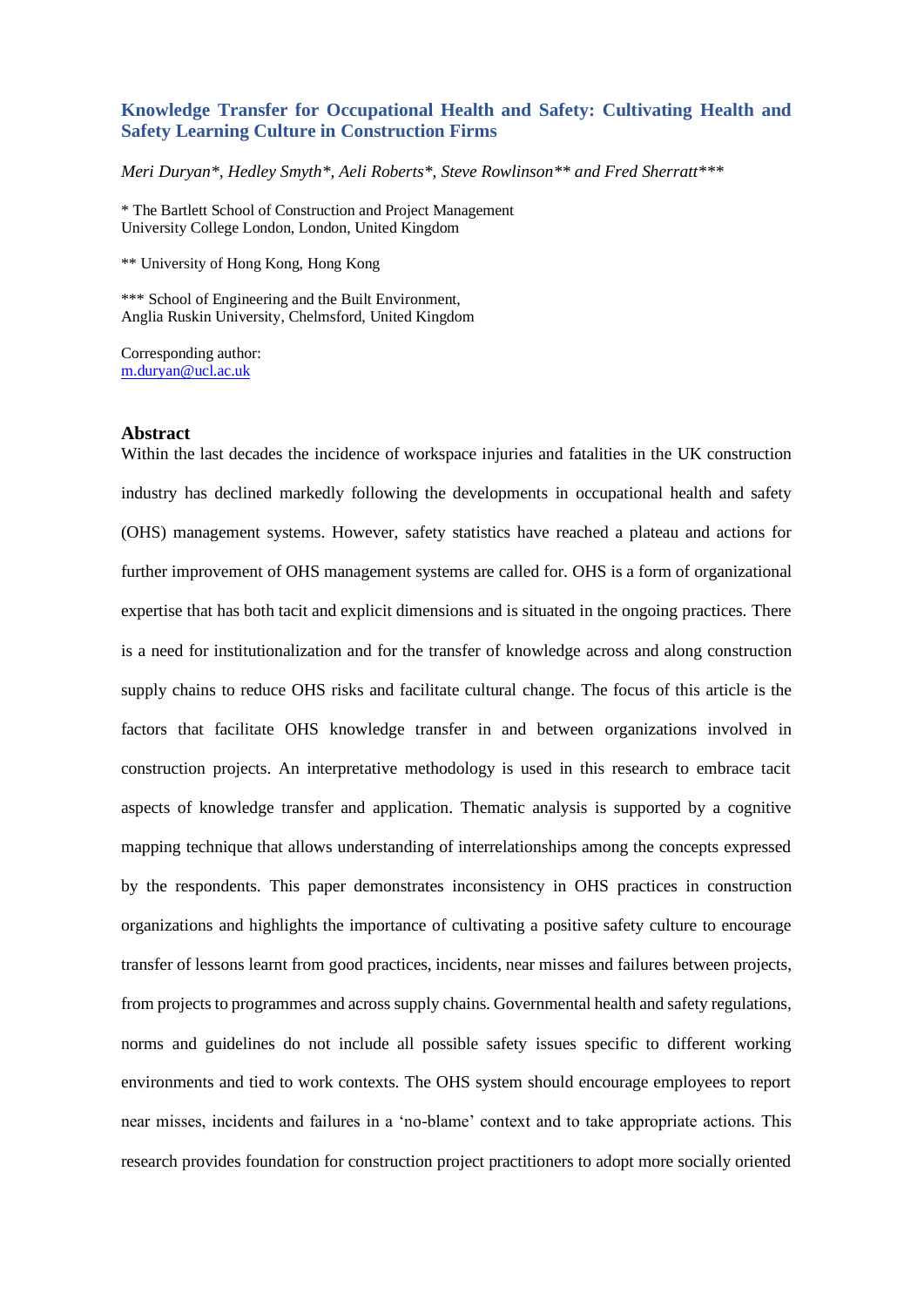# Knowledge Transfer for Occupational Health and Safety: Cultivating Health and Safety Learning Culture in Construction Firms

*Meri Duryan\*, Hedley Smyth\*, Aeli Roberts\*, Steve Rowlinson\*\* and Fred Sherratt\*\*\**

\* The Bartlett School of Construction and Project Management
University College London, London, United Kingdom

\*\* University of Hong Kong, Hong Kong

\*\*\* School of Engineering and the Built Environment,
Anglia Ruskin University, Chelmsford, United Kingdom

Corresponding author:
m.duryan@ucl.ac.uk

## Abstract

Within the last decades the incidence of workspace injuries and fatalities in the UK construction industry has declined markedly following the developments in occupational health and safety (OHS) management systems. However, safety statistics have reached a plateau and actions for further improvement of OHS management systems are called for. OHS is a form of organizational expertise that has both tacit and explicit dimensions and is situated in the ongoing practices. There is a need for institutionalization and for the transfer of knowledge across and along construction supply chains to reduce OHS risks and facilitate cultural change. The focus of this article is the factors that facilitate OHS knowledge transfer in and between organizations involved in construction projects. An interpretative methodology is used in this research to embrace tacit aspects of knowledge transfer and application. Thematic analysis is supported by a cognitive mapping technique that allows understanding of interrelationships among the concepts expressed by the respondents. This paper demonstrates inconsistency in OHS practices in construction organizations and highlights the importance of cultivating a positive safety culture to encourage transfer of lessons learnt from good practices, incidents, near misses and failures between projects, from projects to programmes and across supply chains. Governmental health and safety regulations, norms and guidelines do not include all possible safety issues specific to different working environments and tied to work contexts. The OHS system should encourage employees to report near misses, incidents and failures in a 'no-blame' context and to take appropriate actions. This research provides foundation for construction project practitioners to adopt more socially oriented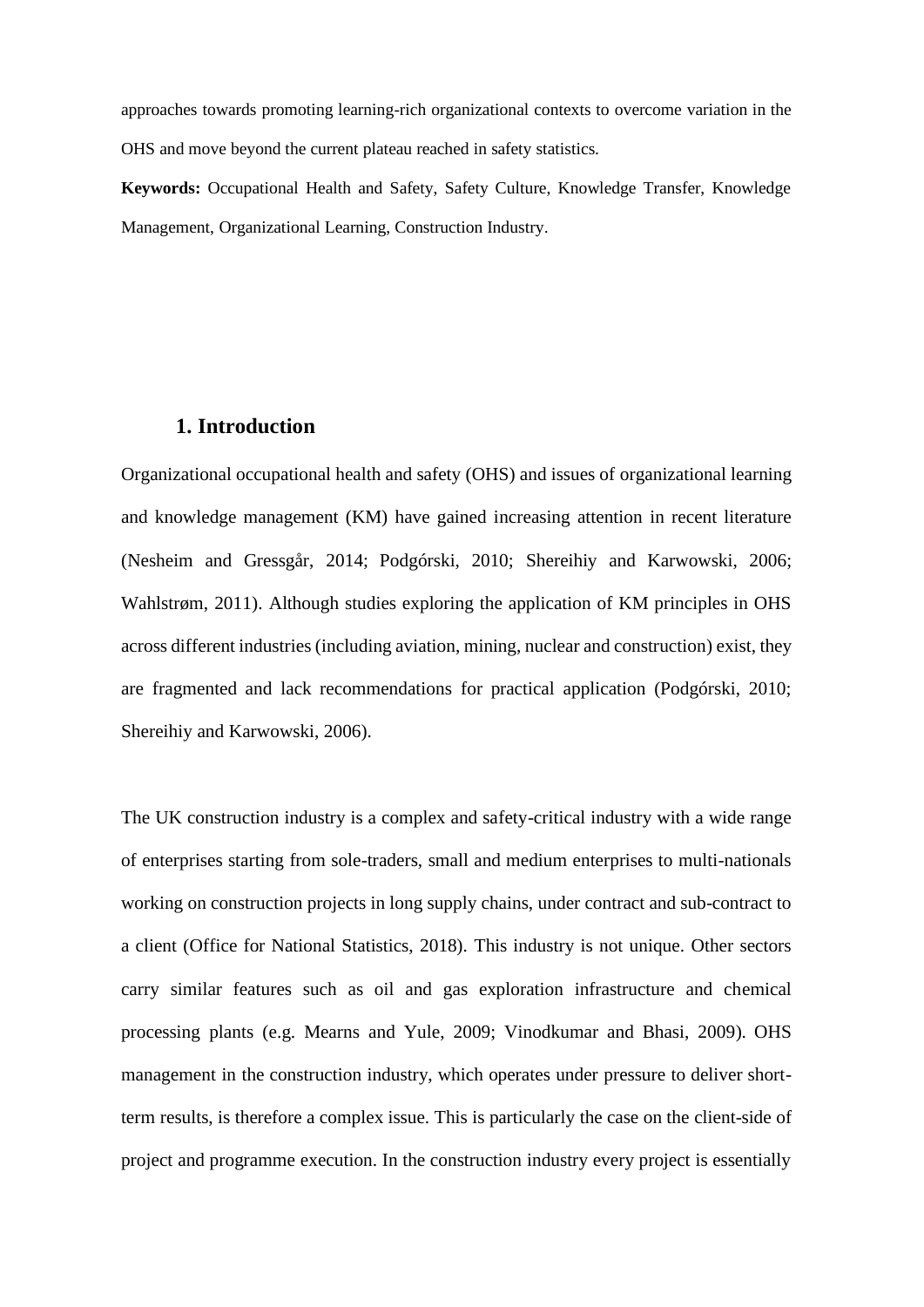approaches towards promoting learning-rich organizational contexts to overcome variation in the OHS and move beyond the current plateau reached in safety statistics.

**Keywords:** Occupational Health and Safety, Safety Culture, Knowledge Transfer, Knowledge Management, Organizational Learning, Construction Industry.

## 1. Introduction

Organizational occupational health and safety (OHS) and issues of organizational learning and knowledge management (KM) have gained increasing attention in recent literature (Nesheim and Gressgård, 2014; Podgórski, 2010; Shereihiy and Karwowski, 2006; Wahlstrøm, 2011). Although studies exploring the application of KM principles in OHS across different industries (including aviation, mining, nuclear and construction) exist, they are fragmented and lack recommendations for practical application (Podgórski, 2010; Shereihiy and Karwowski, 2006).

The UK construction industry is a complex and safety-critical industry with a wide range of enterprises starting from sole-traders, small and medium enterprises to multi-nationals working on construction projects in long supply chains, under contract and sub-contract to a client (Office for National Statistics, 2018). This industry is not unique. Other sectors carry similar features such as oil and gas exploration infrastructure and chemical processing plants (e.g. Mearns and Yule, 2009; Vinodkumar and Bhasi, 2009). OHS management in the construction industry, which operates under pressure to deliver short-term results, is therefore a complex issue. This is particularly the case on the client-side of project and programme execution. In the construction industry every project is essentially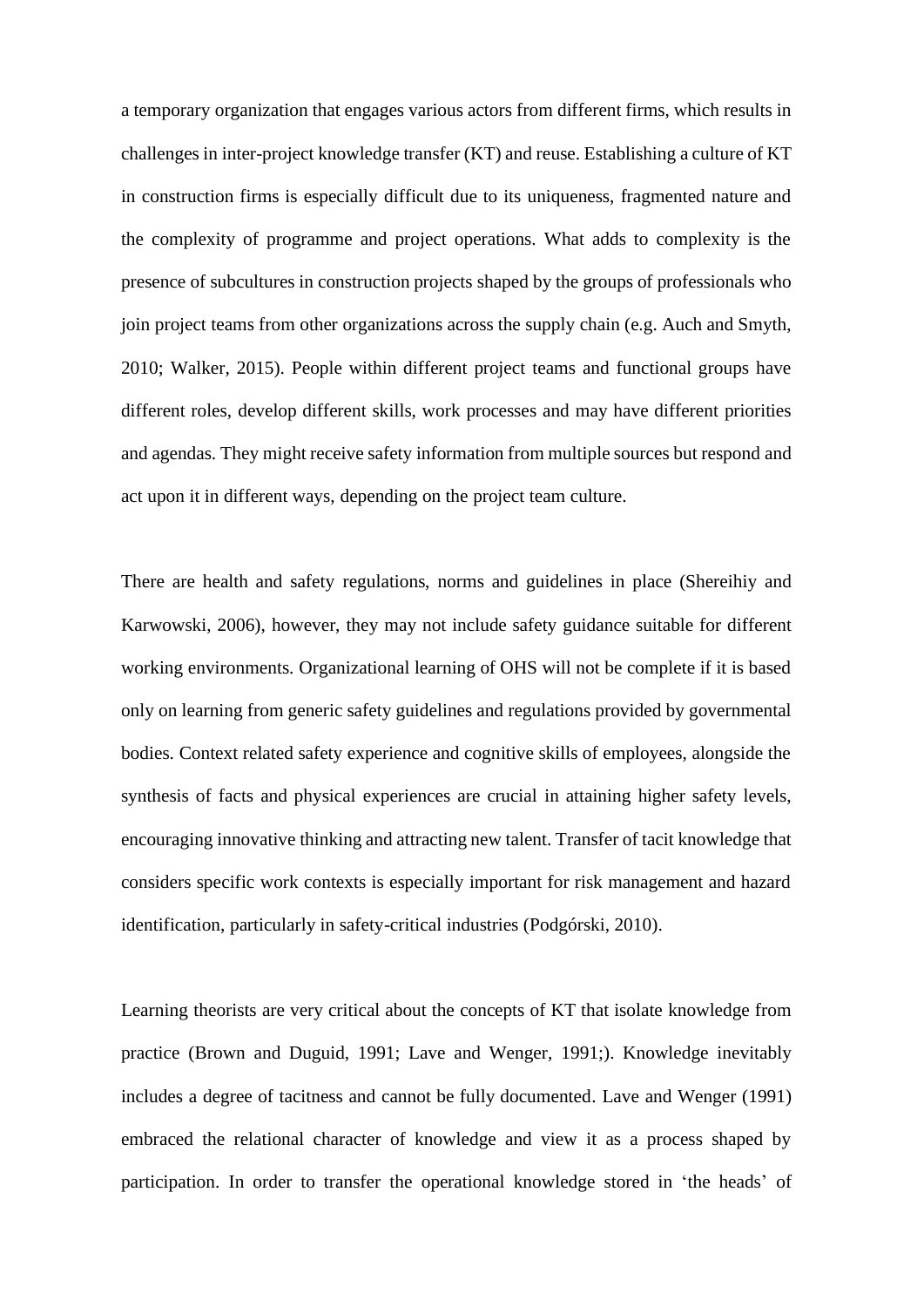a temporary organization that engages various actors from different firms, which results in challenges in inter-project knowledge transfer (KT) and reuse. Establishing a culture of KT in construction firms is especially difficult due to its uniqueness, fragmented nature and the complexity of programme and project operations. What adds to complexity is the presence of subcultures in construction projects shaped by the groups of professionals who join project teams from other organizations across the supply chain (e.g. Auch and Smyth, 2010; Walker, 2015). People within different project teams and functional groups have different roles, develop different skills, work processes and may have different priorities and agendas. They might receive safety information from multiple sources but respond and act upon it in different ways, depending on the project team culture.

There are health and safety regulations, norms and guidelines in place (Shereihiy and Karwowski, 2006), however, they may not include safety guidance suitable for different working environments. Organizational learning of OHS will not be complete if it is based only on learning from generic safety guidelines and regulations provided by governmental bodies. Context related safety experience and cognitive skills of employees, alongside the synthesis of facts and physical experiences are crucial in attaining higher safety levels, encouraging innovative thinking and attracting new talent. Transfer of tacit knowledge that considers specific work contexts is especially important for risk management and hazard identification, particularly in safety-critical industries (Podgórski, 2010).

Learning theorists are very critical about the concepts of KT that isolate knowledge from practice (Brown and Duguid, 1991; Lave and Wenger, 1991;). Knowledge inevitably includes a degree of tacitness and cannot be fully documented. Lave and Wenger (1991) embraced the relational character of knowledge and view it as a process shaped by participation. In order to transfer the operational knowledge stored in 'the heads' of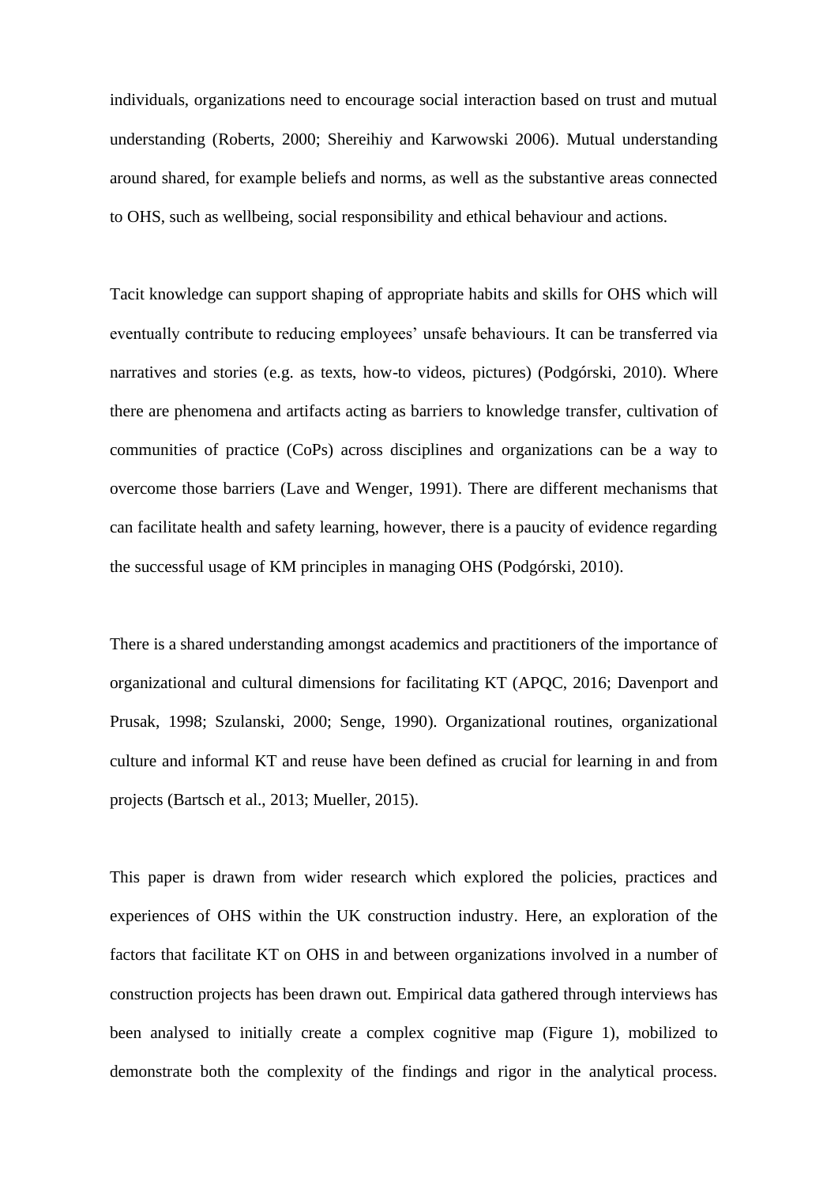individuals, organizations need to encourage social interaction based on trust and mutual understanding (Roberts, 2000; Shereihiy and Karwowski 2006). Mutual understanding around shared, for example beliefs and norms, as well as the substantive areas connected to OHS, such as wellbeing, social responsibility and ethical behaviour and actions.

Tacit knowledge can support shaping of appropriate habits and skills for OHS which will eventually contribute to reducing employees' unsafe behaviours. It can be transferred via narratives and stories (e.g. as texts, how-to videos, pictures) (Podgórski, 2010). Where there are phenomena and artifacts acting as barriers to knowledge transfer, cultivation of communities of practice (CoPs) across disciplines and organizations can be a way to overcome those barriers (Lave and Wenger, 1991). There are different mechanisms that can facilitate health and safety learning, however, there is a paucity of evidence regarding the successful usage of KM principles in managing OHS (Podgórski, 2010).

There is a shared understanding amongst academics and practitioners of the importance of organizational and cultural dimensions for facilitating KT (APQC, 2016; Davenport and Prusak, 1998; Szulanski, 2000; Senge, 1990). Organizational routines, organizational culture and informal KT and reuse have been defined as crucial for learning in and from projects (Bartsch et al., 2013; Mueller, 2015).

This paper is drawn from wider research which explored the policies, practices and experiences of OHS within the UK construction industry. Here, an exploration of the factors that facilitate KT on OHS in and between organizations involved in a number of construction projects has been drawn out. Empirical data gathered through interviews has been analysed to initially create a complex cognitive map (Figure 1), mobilized to demonstrate both the complexity of the findings and rigor in the analytical process.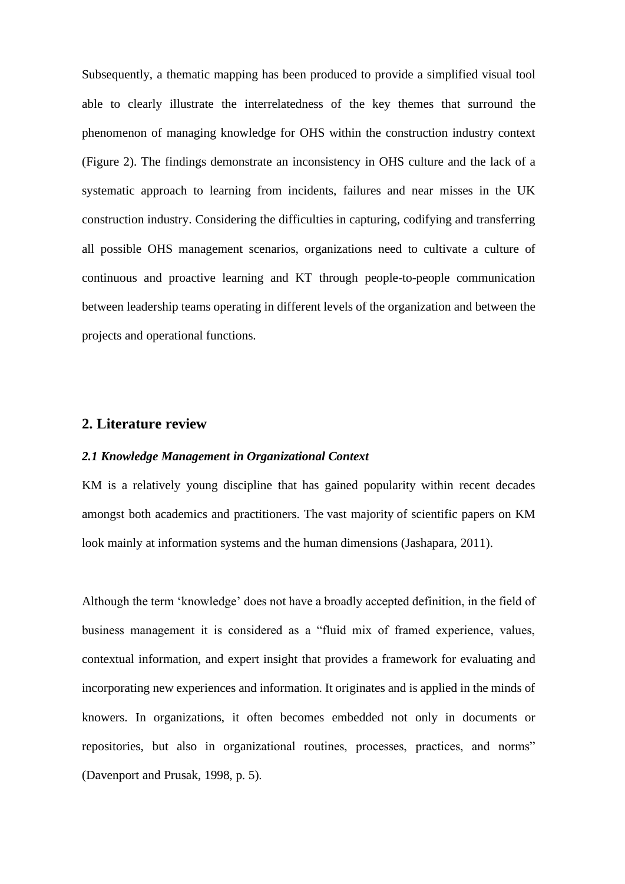Subsequently, a thematic mapping has been produced to provide a simplified visual tool able to clearly illustrate the interrelatedness of the key themes that surround the phenomenon of managing knowledge for OHS within the construction industry context (Figure 2). The findings demonstrate an inconsistency in OHS culture and the lack of a systematic approach to learning from incidents, failures and near misses in the UK construction industry. Considering the difficulties in capturing, codifying and transferring all possible OHS management scenarios, organizations need to cultivate a culture of continuous and proactive learning and KT through people-to-people communication between leadership teams operating in different levels of the organization and between the projects and operational functions.

## 2. Literature review

### *2.1 Knowledge Management in Organizational Context*

KM is a relatively young discipline that has gained popularity within recent decades amongst both academics and practitioners. The vast majority of scientific papers on KM look mainly at information systems and the human dimensions (Jashapara, 2011).

Although the term 'knowledge' does not have a broadly accepted definition, in the field of business management it is considered as a "fluid mix of framed experience, values, contextual information, and expert insight that provides a framework for evaluating and incorporating new experiences and information. It originates and is applied in the minds of knowers. In organizations, it often becomes embedded not only in documents or repositories, but also in organizational routines, processes, practices, and norms" (Davenport and Prusak, 1998, p. 5).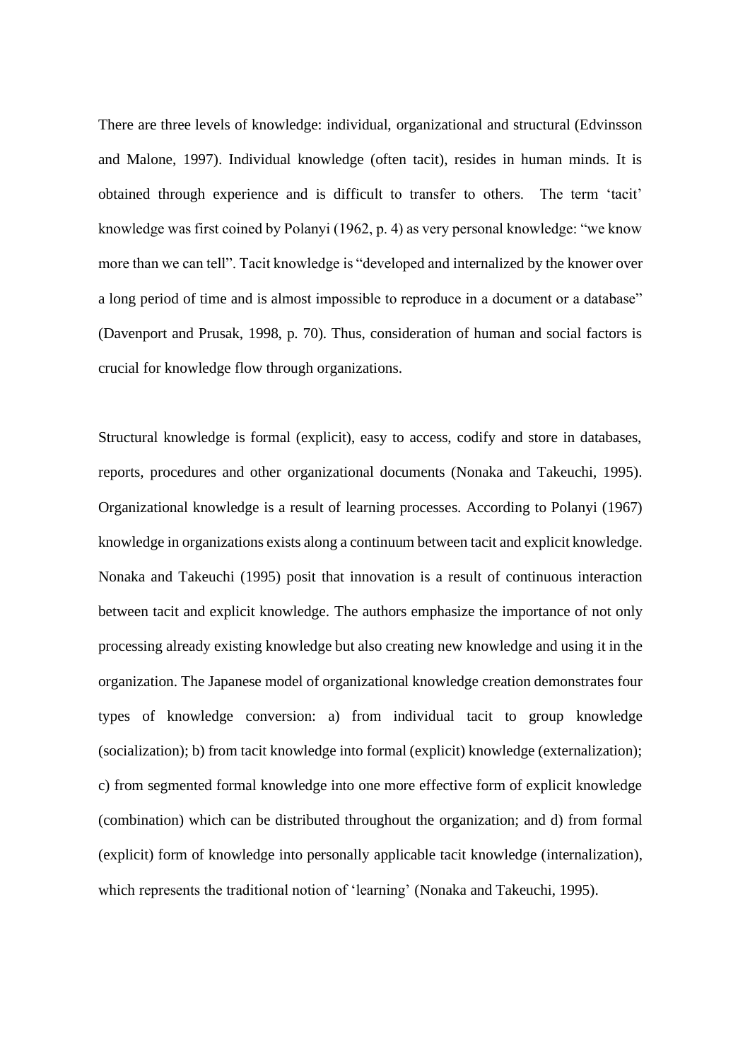There are three levels of knowledge: individual, organizational and structural (Edvinsson and Malone, 1997). Individual knowledge (often tacit), resides in human minds. It is obtained through experience and is difficult to transfer to others. The term 'tacit' knowledge was first coined by Polanyi (1962, p. 4) as very personal knowledge: "we know more than we can tell". Tacit knowledge is "developed and internalized by the knower over a long period of time and is almost impossible to reproduce in a document or a database" (Davenport and Prusak, 1998, p. 70). Thus, consideration of human and social factors is crucial for knowledge flow through organizations.

Structural knowledge is formal (explicit), easy to access, codify and store in databases, reports, procedures and other organizational documents (Nonaka and Takeuchi, 1995). Organizational knowledge is a result of learning processes. According to Polanyi (1967) knowledge in organizations exists along a continuum between tacit and explicit knowledge. Nonaka and Takeuchi (1995) posit that innovation is a result of continuous interaction between tacit and explicit knowledge. The authors emphasize the importance of not only processing already existing knowledge but also creating new knowledge and using it in the organization. The Japanese model of organizational knowledge creation demonstrates four types of knowledge conversion: a) from individual tacit to group knowledge (socialization); b) from tacit knowledge into formal (explicit) knowledge (externalization); c) from segmented formal knowledge into one more effective form of explicit knowledge (combination) which can be distributed throughout the organization; and d) from formal (explicit) form of knowledge into personally applicable tacit knowledge (internalization), which represents the traditional notion of 'learning' (Nonaka and Takeuchi, 1995).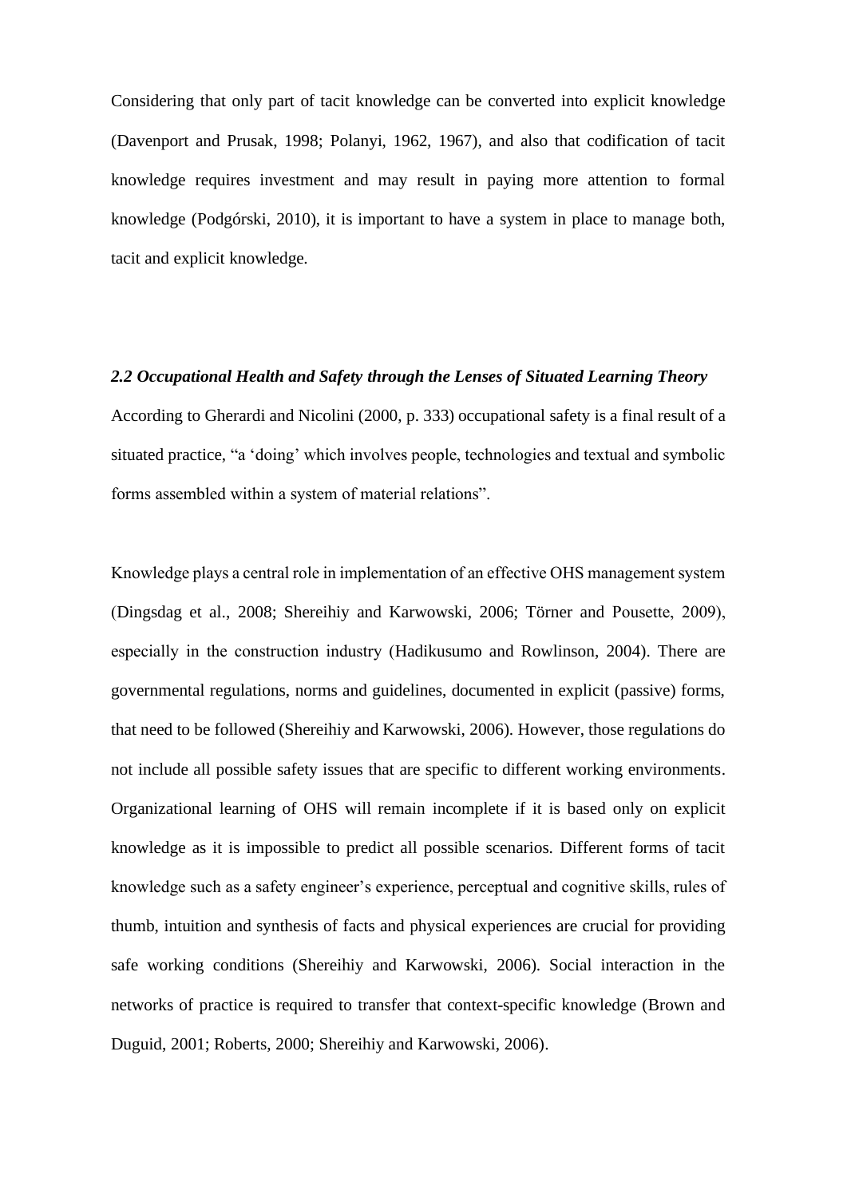Considering that only part of tacit knowledge can be converted into explicit knowledge (Davenport and Prusak, 1998; Polanyi, 1962, 1967), and also that codification of tacit knowledge requires investment and may result in paying more attention to formal knowledge (Podgórski, 2010), it is important to have a system in place to manage both, tacit and explicit knowledge.

### *2.2 Occupational Health and Safety through the Lenses of Situated Learning Theory*

According to Gherardi and Nicolini (2000, p. 333) occupational safety is a final result of a situated practice, "a 'doing' which involves people, technologies and textual and symbolic forms assembled within a system of material relations".

Knowledge plays a central role in implementation of an effective OHS management system (Dingsdag et al., 2008; Shereihiy and Karwowski, 2006; Törner and Pousette, 2009), especially in the construction industry (Hadikusumo and Rowlinson, 2004). There are governmental regulations, norms and guidelines, documented in explicit (passive) forms, that need to be followed (Shereihiy and Karwowski, 2006). However, those regulations do not include all possible safety issues that are specific to different working environments. Organizational learning of OHS will remain incomplete if it is based only on explicit knowledge as it is impossible to predict all possible scenarios. Different forms of tacit knowledge such as a safety engineer's experience, perceptual and cognitive skills, rules of thumb, intuition and synthesis of facts and physical experiences are crucial for providing safe working conditions (Shereihiy and Karwowski, 2006). Social interaction in the networks of practice is required to transfer that context-specific knowledge (Brown and Duguid, 2001; Roberts, 2000; Shereihiy and Karwowski, 2006).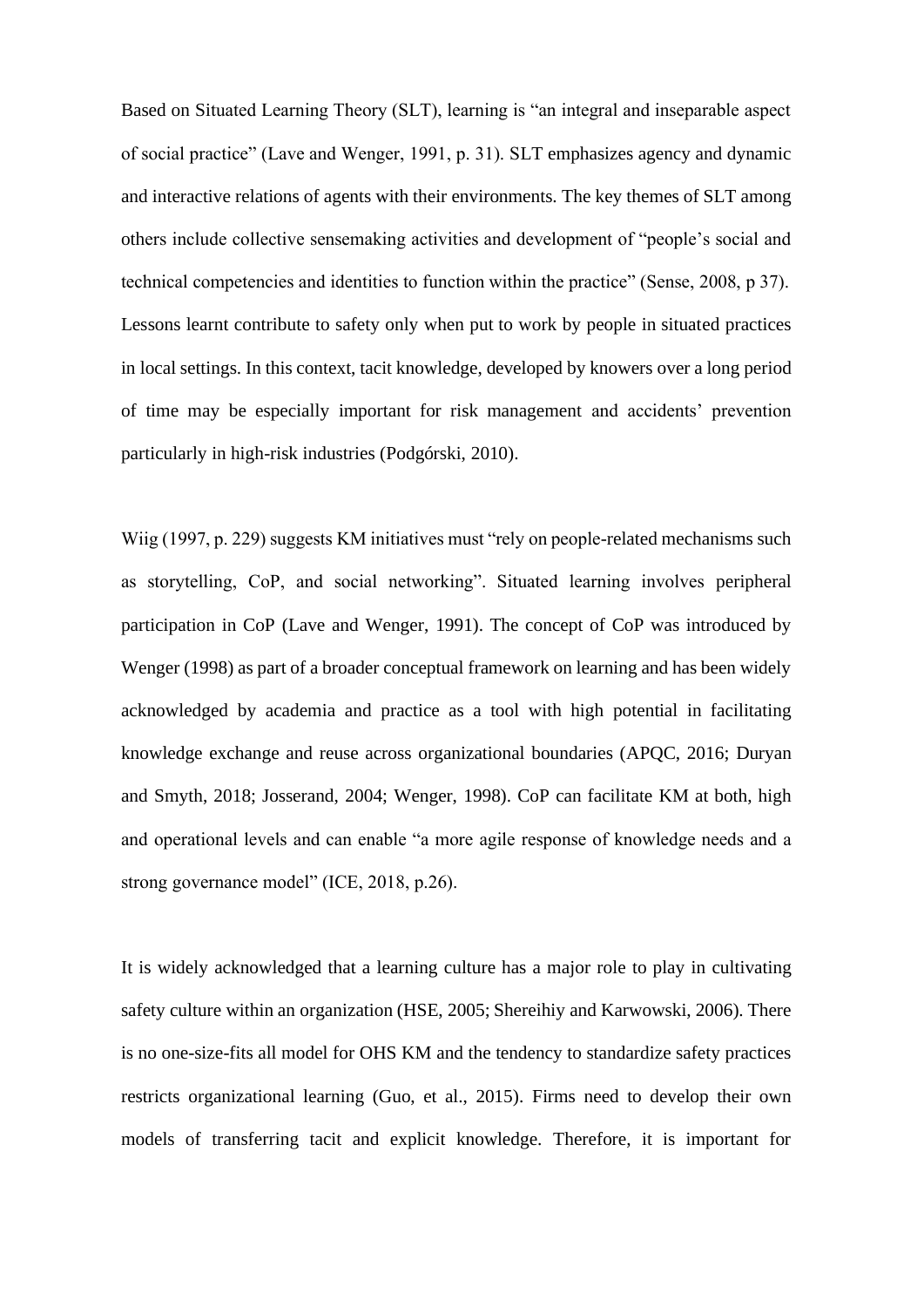Based on Situated Learning Theory (SLT), learning is "an integral and inseparable aspect of social practice" (Lave and Wenger, 1991, p. 31). SLT emphasizes agency and dynamic and interactive relations of agents with their environments. The key themes of SLT among others include collective sensemaking activities and development of "people's social and technical competencies and identities to function within the practice" (Sense, 2008, p 37). Lessons learnt contribute to safety only when put to work by people in situated practices in local settings. In this context, tacit knowledge, developed by knowers over a long period of time may be especially important for risk management and accidents' prevention particularly in high-risk industries (Podgórski, 2010).

Wiig (1997, p. 229) suggests KM initiatives must "rely on people-related mechanisms such as storytelling, CoP, and social networking". Situated learning involves peripheral participation in CoP (Lave and Wenger, 1991). The concept of CoP was introduced by Wenger (1998) as part of a broader conceptual framework on learning and has been widely acknowledged by academia and practice as a tool with high potential in facilitating knowledge exchange and reuse across organizational boundaries (APQC, 2016; Duryan and Smyth, 2018; Josserand, 2004; Wenger, 1998). CoP can facilitate KM at both, high and operational levels and can enable "a more agile response of knowledge needs and a strong governance model" (ICE, 2018, p.26).

It is widely acknowledged that a learning culture has a major role to play in cultivating safety culture within an organization (HSE, 2005; Shereihiy and Karwowski, 2006). There is no one-size-fits all model for OHS KM and the tendency to standardize safety practices restricts organizational learning (Guo, et al., 2015). Firms need to develop their own models of transferring tacit and explicit knowledge. Therefore, it is important for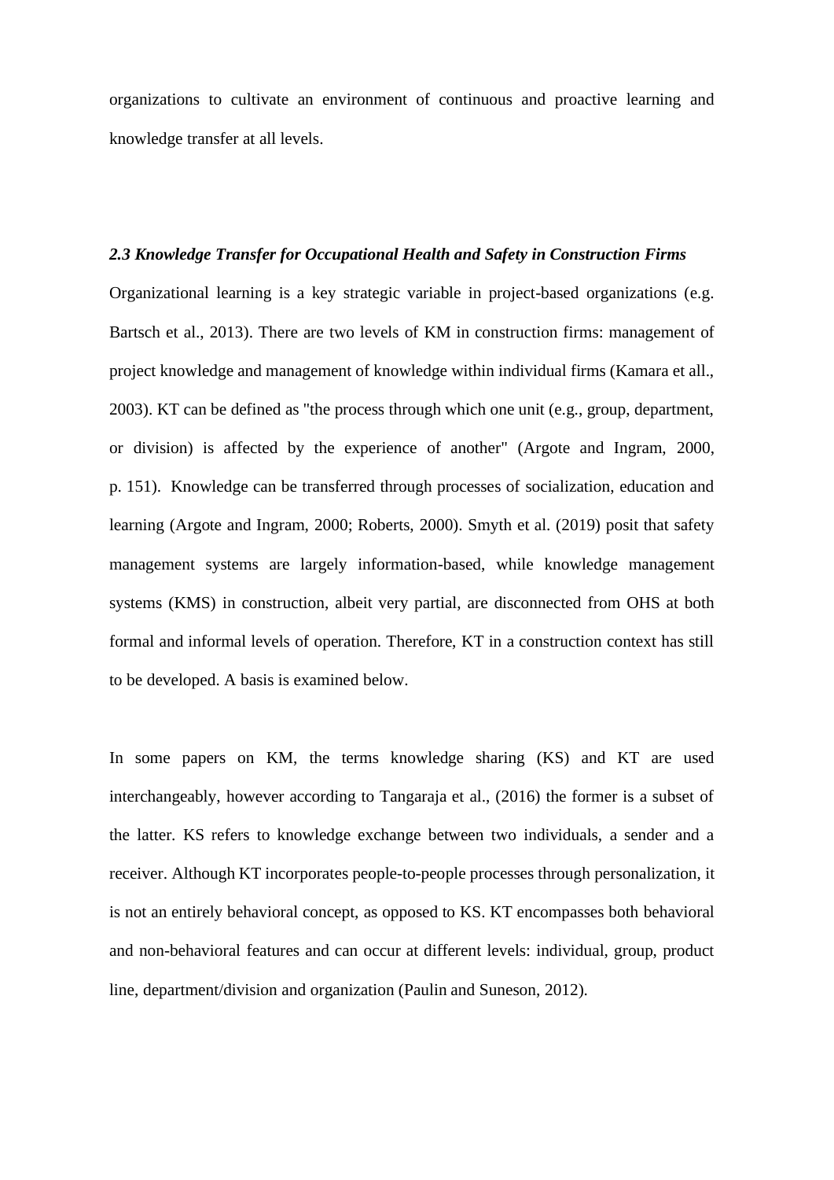organizations to cultivate an environment of continuous and proactive learning and knowledge transfer at all levels.

### *2.3 Knowledge Transfer for Occupational Health and Safety in Construction Firms*

Organizational learning is a key strategic variable in project-based organizations (e.g. Bartsch et al., 2013). There are two levels of KM in construction firms: management of project knowledge and management of knowledge within individual firms (Kamara et all., 2003). KT can be defined as "the process through which one unit (e.g., group, department, or division) is affected by the experience of another" (Argote and Ingram, 2000, p. 151). Knowledge can be transferred through processes of socialization, education and learning (Argote and Ingram, 2000; Roberts, 2000). Smyth et al. (2019) posit that safety management systems are largely information-based, while knowledge management systems (KMS) in construction, albeit very partial, are disconnected from OHS at both formal and informal levels of operation. Therefore, KT in a construction context has still to be developed. A basis is examined below.

In some papers on KM, the terms knowledge sharing (KS) and KT are used interchangeably, however according to Tangaraja et al., (2016) the former is a subset of the latter. KS refers to knowledge exchange between two individuals, a sender and a receiver. Although KT incorporates people-to-people processes through personalization, it is not an entirely behavioral concept, as opposed to KS. KT encompasses both behavioral and non-behavioral features and can occur at different levels: individual, group, product line, department/division and organization (Paulin and Suneson, 2012).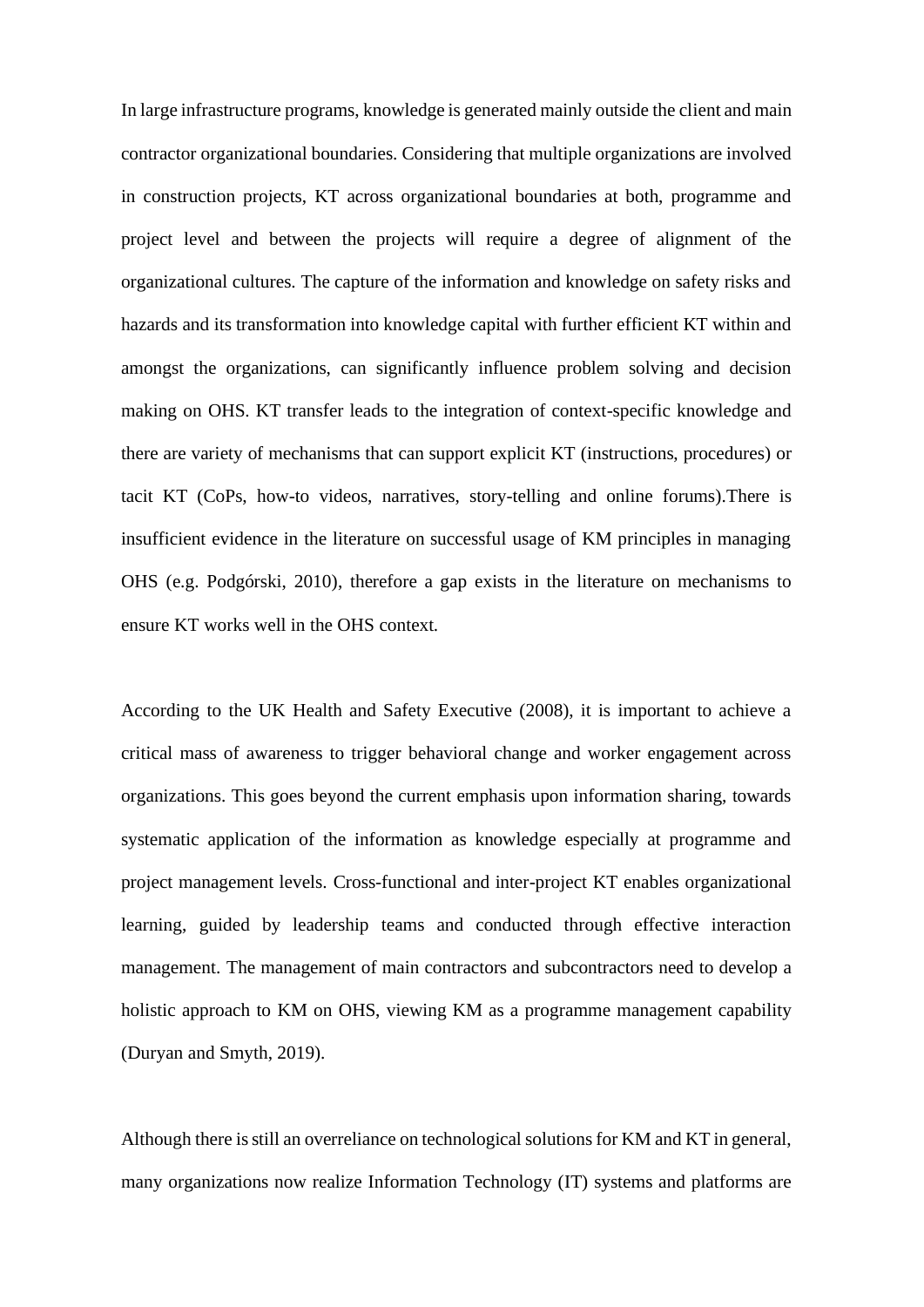In large infrastructure programs, knowledge is generated mainly outside the client and main contractor organizational boundaries. Considering that multiple organizations are involved in construction projects, KT across organizational boundaries at both, programme and project level and between the projects will require a degree of alignment of the organizational cultures. The capture of the information and knowledge on safety risks and hazards and its transformation into knowledge capital with further efficient KT within and amongst the organizations, can significantly influence problem solving and decision making on OHS. KT transfer leads to the integration of context-specific knowledge and there are variety of mechanisms that can support explicit KT (instructions, procedures) or tacit KT (CoPs, how-to videos, narratives, story-telling and online forums).There is insufficient evidence in the literature on successful usage of KM principles in managing OHS (e.g. Podgórski, 2010), therefore a gap exists in the literature on mechanisms to ensure KT works well in the OHS context.

According to the UK Health and Safety Executive (2008), it is important to achieve a critical mass of awareness to trigger behavioral change and worker engagement across organizations. This goes beyond the current emphasis upon information sharing, towards systematic application of the information as knowledge especially at programme and project management levels. Cross-functional and inter-project KT enables organizational learning, guided by leadership teams and conducted through effective interaction management. The management of main contractors and subcontractors need to develop a holistic approach to KM on OHS, viewing KM as a programme management capability (Duryan and Smyth, 2019).

Although there is still an overreliance on technological solutions for KM and KT in general, many organizations now realize Information Technology (IT) systems and platforms are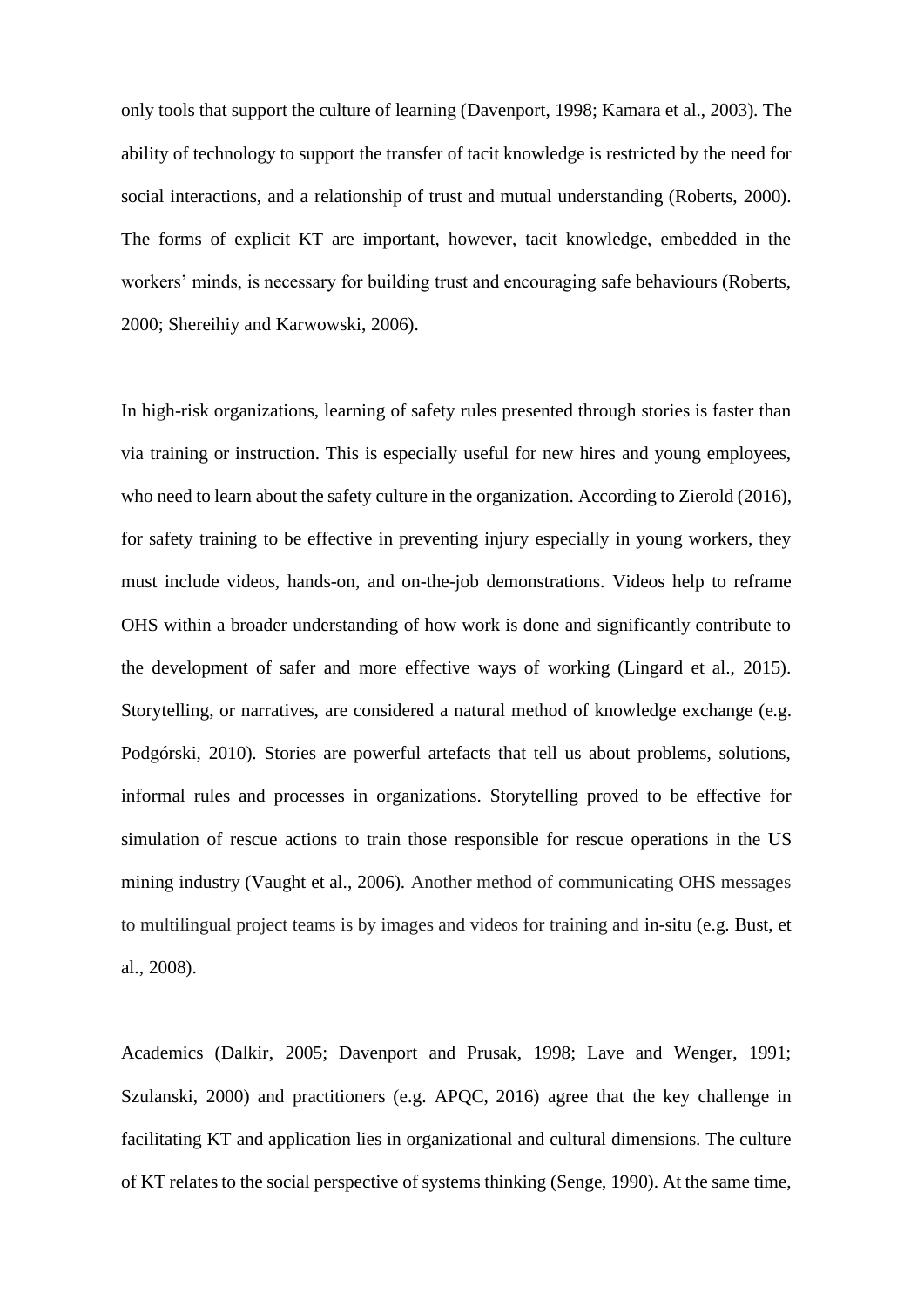only tools that support the culture of learning (Davenport, 1998; Kamara et al., 2003). The ability of technology to support the transfer of tacit knowledge is restricted by the need for social interactions, and a relationship of trust and mutual understanding (Roberts, 2000). The forms of explicit KT are important, however, tacit knowledge, embedded in the workers' minds, is necessary for building trust and encouraging safe behaviours (Roberts, 2000; Shereihiy and Karwowski, 2006).

In high-risk organizations, learning of safety rules presented through stories is faster than via training or instruction. This is especially useful for new hires and young employees, who need to learn about the safety culture in the organization. According to Zierold (2016), for safety training to be effective in preventing injury especially in young workers, they must include videos, hands-on, and on-the-job demonstrations. Videos help to reframe OHS within a broader understanding of how work is done and significantly contribute to the development of safer and more effective ways of working (Lingard et al., 2015). Storytelling, or narratives, are considered a natural method of knowledge exchange (e.g. Podgórski, 2010). Stories are powerful artefacts that tell us about problems, solutions, informal rules and processes in organizations. Storytelling proved to be effective for simulation of rescue actions to train those responsible for rescue operations in the US mining industry (Vaught et al., 2006). Another method of communicating OHS messages to multilingual project teams is by images and videos for training and in-situ (e.g. Bust, et al., 2008).

Academics (Dalkir, 2005; Davenport and Prusak, 1998; Lave and Wenger, 1991; Szulanski, 2000) and practitioners (e.g. APQC, 2016) agree that the key challenge in facilitating KT and application lies in organizational and cultural dimensions. The culture of KT relates to the social perspective of systems thinking (Senge, 1990). At the same time,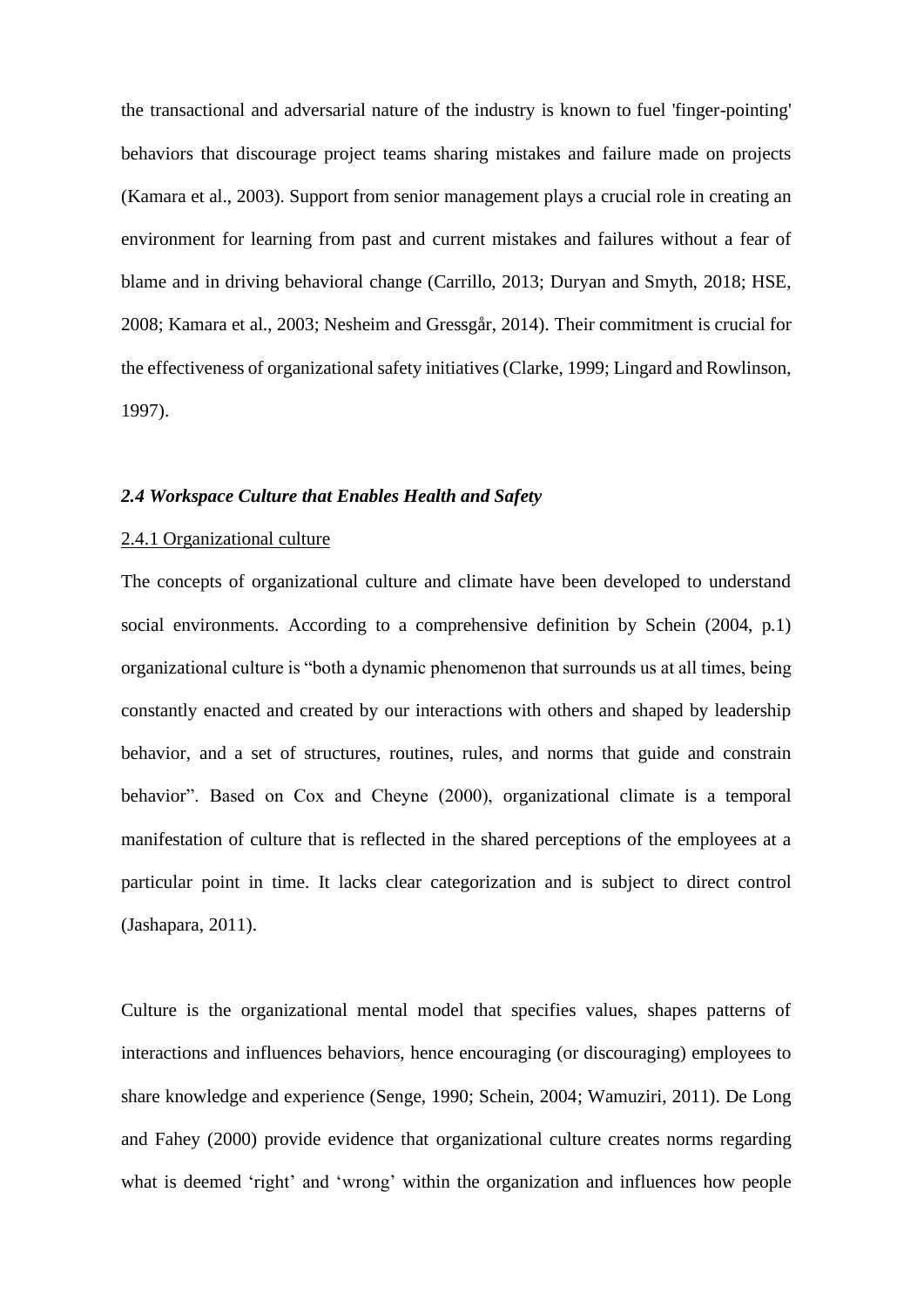the transactional and adversarial nature of the industry is known to fuel 'finger-pointing' behaviors that discourage project teams sharing mistakes and failure made on projects (Kamara et al., 2003). Support from senior management plays a crucial role in creating an environment for learning from past and current mistakes and failures without a fear of blame and in driving behavioral change (Carrillo, 2013; Duryan and Smyth, 2018; HSE, 2008; Kamara et al., 2003; Nesheim and Gressgård, 2014). Their commitment is crucial for the effectiveness of organizational safety initiatives (Clarke, 1999; Lingard and Rowlinson, 1997).

### *2.4 Workspace Culture that Enables Health and Safety*

#### 2.4.1 Organizational culture

The concepts of organizational culture and climate have been developed to understand social environments. According to a comprehensive definition by Schein (2004, p.1) organizational culture is "both a dynamic phenomenon that surrounds us at all times, being constantly enacted and created by our interactions with others and shaped by leadership behavior, and a set of structures, routines, rules, and norms that guide and constrain behavior". Based on Cox and Cheyne (2000), organizational climate is a temporal manifestation of culture that is reflected in the shared perceptions of the employees at a particular point in time. It lacks clear categorization and is subject to direct control (Jashapara, 2011).

Culture is the organizational mental model that specifies values, shapes patterns of interactions and influences behaviors, hence encouraging (or discouraging) employees to share knowledge and experience (Senge, 1990; Schein, 2004; Wamuziri, 2011). De Long and Fahey (2000) provide evidence that organizational culture creates norms regarding what is deemed 'right' and 'wrong' within the organization and influences how people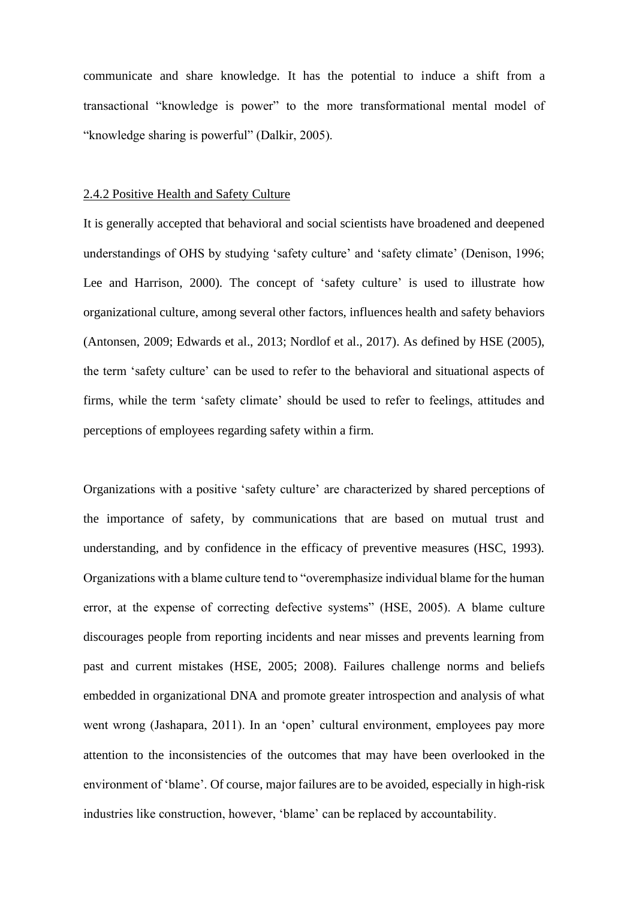communicate and share knowledge. It has the potential to induce a shift from a transactional "knowledge is power" to the more transformational mental model of "knowledge sharing is powerful" (Dalkir, 2005).

### 2.4.2 Positive Health and Safety Culture

It is generally accepted that behavioral and social scientists have broadened and deepened understandings of OHS by studying 'safety culture' and 'safety climate' (Denison, 1996; Lee and Harrison, 2000). The concept of 'safety culture' is used to illustrate how organizational culture, among several other factors, influences health and safety behaviors (Antonsen, 2009; Edwards et al., 2013; Nordlof et al., 2017). As defined by HSE (2005), the term 'safety culture' can be used to refer to the behavioral and situational aspects of firms, while the term 'safety climate' should be used to refer to feelings, attitudes and perceptions of employees regarding safety within a firm.

Organizations with a positive 'safety culture' are characterized by shared perceptions of the importance of safety, by communications that are based on mutual trust and understanding, and by confidence in the efficacy of preventive measures (HSC, 1993). Organizations with a blame culture tend to "overemphasize individual blame for the human error, at the expense of correcting defective systems" (HSE, 2005). A blame culture discourages people from reporting incidents and near misses and prevents learning from past and current mistakes (HSE, 2005; 2008). Failures challenge norms and beliefs embedded in organizational DNA and promote greater introspection and analysis of what went wrong (Jashapara, 2011). In an 'open' cultural environment, employees pay more attention to the inconsistencies of the outcomes that may have been overlooked in the environment of 'blame'. Of course, major failures are to be avoided, especially in high-risk industries like construction, however, 'blame' can be replaced by accountability.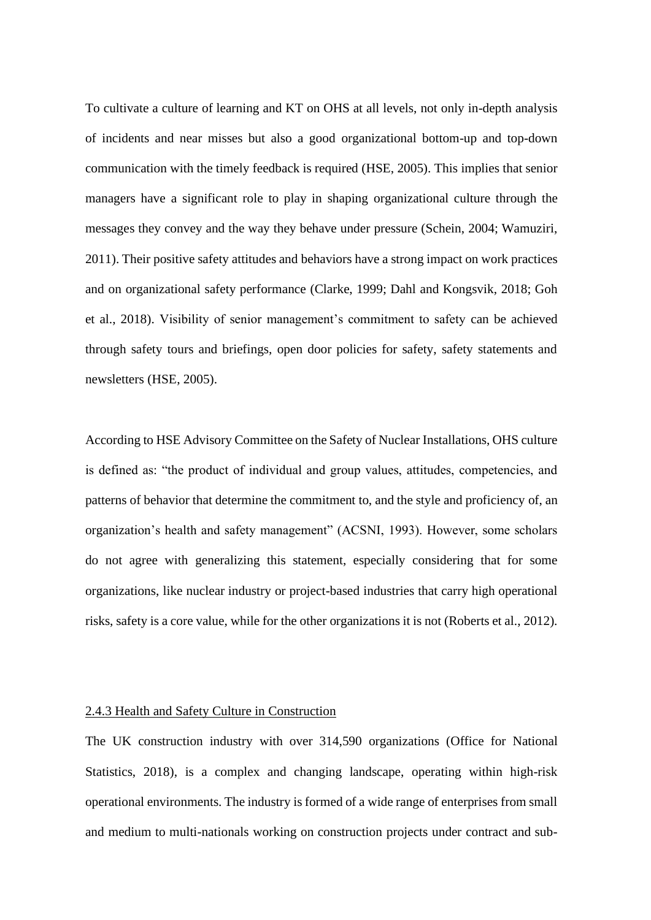To cultivate a culture of learning and KT on OHS at all levels, not only in-depth analysis of incidents and near misses but also a good organizational bottom-up and top-down communication with the timely feedback is required (HSE, 2005). This implies that senior managers have a significant role to play in shaping organizational culture through the messages they convey and the way they behave under pressure (Schein, 2004; Wamuziri, 2011). Their positive safety attitudes and behaviors have a strong impact on work practices and on organizational safety performance (Clarke, 1999; Dahl and Kongsvik, 2018; Goh et al., 2018). Visibility of senior management's commitment to safety can be achieved through safety tours and briefings, open door policies for safety, safety statements and newsletters (HSE, 2005).

According to HSE Advisory Committee on the Safety of Nuclear Installations, OHS culture is defined as: "the product of individual and group values, attitudes, competencies, and patterns of behavior that determine the commitment to, and the style and proficiency of, an organization's health and safety management" (ACSNI, 1993). However, some scholars do not agree with generalizing this statement, especially considering that for some organizations, like nuclear industry or project-based industries that carry high operational risks, safety is a core value, while for the other organizations it is not (Roberts et al., 2012).

### 2.4.3 Health and Safety Culture in Construction

The UK construction industry with over 314,590 organizations (Office for National Statistics, 2018), is a complex and changing landscape, operating within high-risk operational environments. The industry is formed of a wide range of enterprises from small and medium to multi-nationals working on construction projects under contract and sub-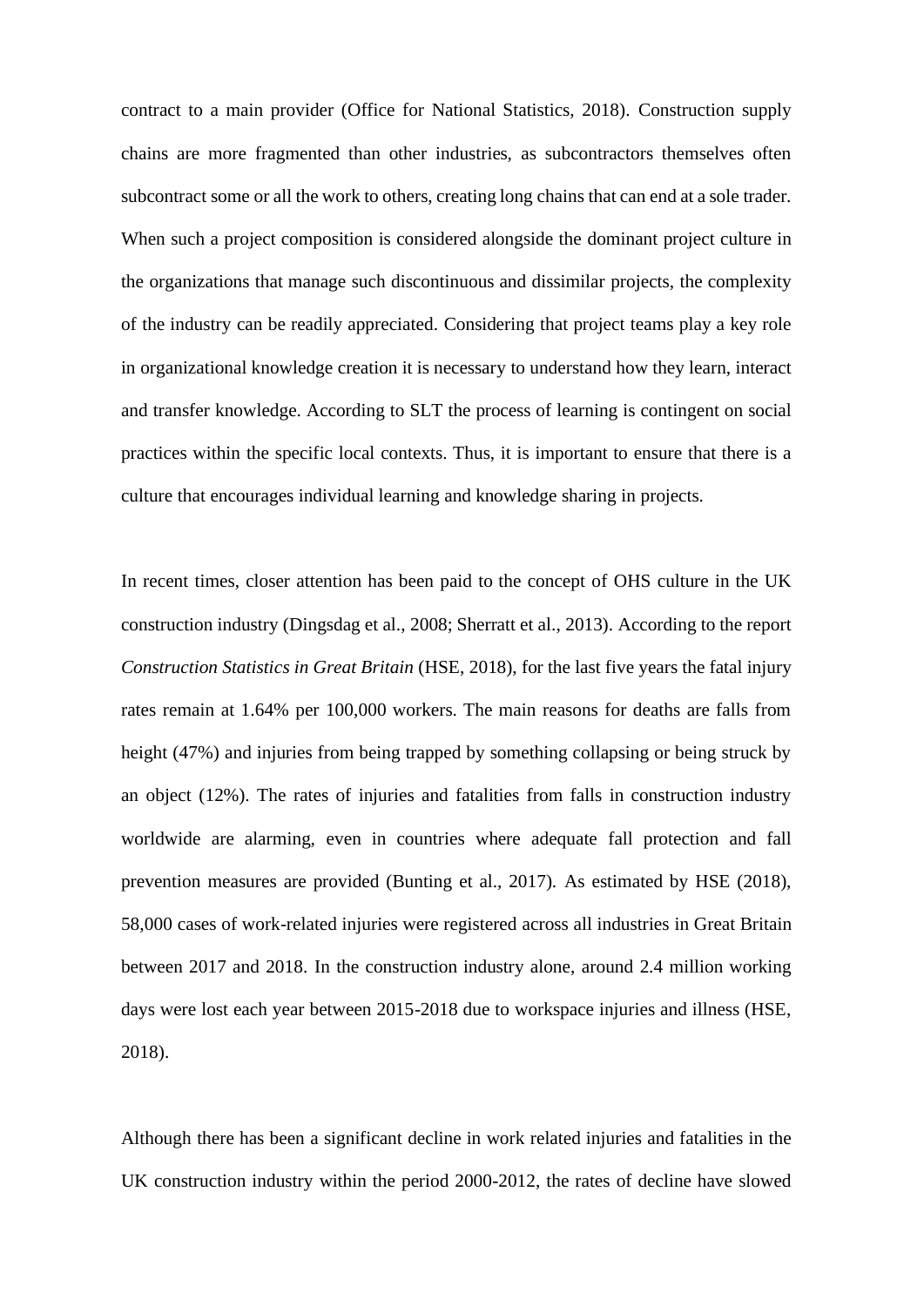contract to a main provider (Office for National Statistics, 2018). Construction supply chains are more fragmented than other industries, as subcontractors themselves often subcontract some or all the work to others, creating long chains that can end at a sole trader. When such a project composition is considered alongside the dominant project culture in the organizations that manage such discontinuous and dissimilar projects, the complexity of the industry can be readily appreciated. Considering that project teams play a key role in organizational knowledge creation it is necessary to understand how they learn, interact and transfer knowledge. According to SLT the process of learning is contingent on social practices within the specific local contexts. Thus, it is important to ensure that there is a culture that encourages individual learning and knowledge sharing in projects.

In recent times, closer attention has been paid to the concept of OHS culture in the UK construction industry (Dingsdag et al., 2008; Sherratt et al., 2013). According to the report *Construction Statistics in Great Britain* (HSE, 2018), for the last five years the fatal injury rates remain at 1.64% per 100,000 workers. The main reasons for deaths are falls from height (47%) and injuries from being trapped by something collapsing or being struck by an object (12%). The rates of injuries and fatalities from falls in construction industry worldwide are alarming, even in countries where adequate fall protection and fall prevention measures are provided (Bunting et al., 2017). As estimated by HSE (2018), 58,000 cases of work-related injuries were registered across all industries in Great Britain between 2017 and 2018. In the construction industry alone, around 2.4 million working days were lost each year between 2015-2018 due to workspace injuries and illness (HSE, 2018).

Although there has been a significant decline in work related injuries and fatalities in the UK construction industry within the period 2000-2012, the rates of decline have slowed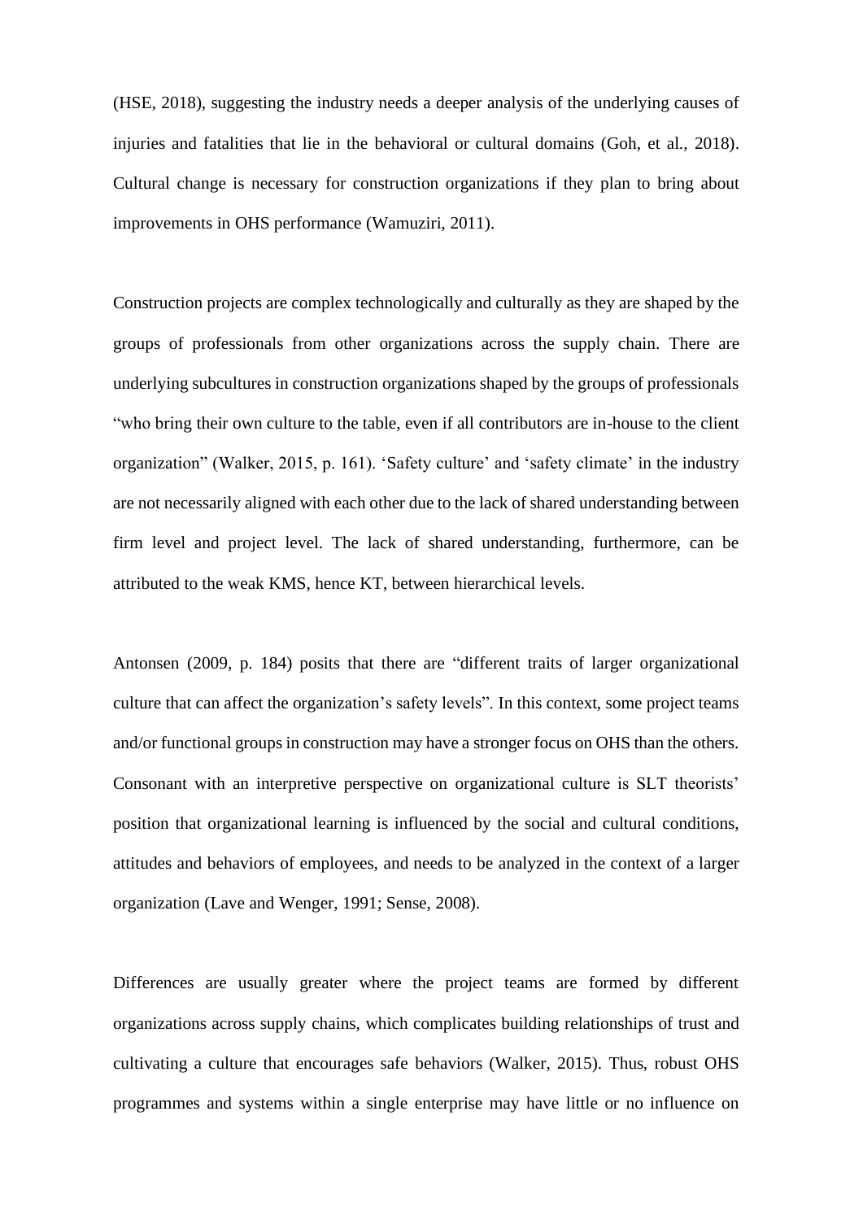(HSE, 2018), suggesting the industry needs a deeper analysis of the underlying causes of injuries and fatalities that lie in the behavioral or cultural domains (Goh, et al., 2018). Cultural change is necessary for construction organizations if they plan to bring about improvements in OHS performance (Wamuziri, 2011).

Construction projects are complex technologically and culturally as they are shaped by the groups of professionals from other organizations across the supply chain. There are underlying subcultures in construction organizations shaped by the groups of professionals "who bring their own culture to the table, even if all contributors are in-house to the client organization" (Walker, 2015, p. 161). 'Safety culture' and 'safety climate' in the industry are not necessarily aligned with each other due to the lack of shared understanding between firm level and project level. The lack of shared understanding, furthermore, can be attributed to the weak KMS, hence KT, between hierarchical levels.

Antonsen (2009, p. 184) posits that there are "different traits of larger organizational culture that can affect the organization's safety levels". In this context, some project teams and/or functional groups in construction may have a stronger focus on OHS than the others. Consonant with an interpretive perspective on organizational culture is SLT theorists' position that organizational learning is influenced by the social and cultural conditions, attitudes and behaviors of employees, and needs to be analyzed in the context of a larger organization (Lave and Wenger, 1991; Sense, 2008).

Differences are usually greater where the project teams are formed by different organizations across supply chains, which complicates building relationships of trust and cultivating a culture that encourages safe behaviors (Walker, 2015). Thus, robust OHS programmes and systems within a single enterprise may have little or no influence on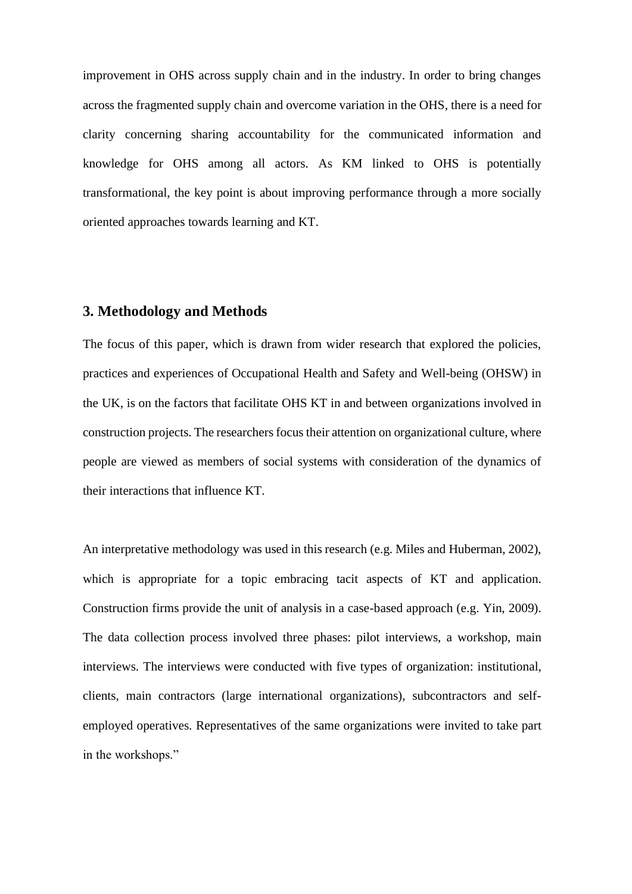improvement in OHS across supply chain and in the industry. In order to bring changes across the fragmented supply chain and overcome variation in the OHS, there is a need for clarity concerning sharing accountability for the communicated information and knowledge for OHS among all actors. As KM linked to OHS is potentially transformational, the key point is about improving performance through a more socially oriented approaches towards learning and KT.

## 3. Methodology and Methods

The focus of this paper, which is drawn from wider research that explored the policies, practices and experiences of Occupational Health and Safety and Well-being (OHSW) in the UK, is on the factors that facilitate OHS KT in and between organizations involved in construction projects. The researchers focus their attention on organizational culture, where people are viewed as members of social systems with consideration of the dynamics of their interactions that influence KT.

An interpretative methodology was used in this research (e.g. Miles and Huberman, 2002), which is appropriate for a topic embracing tacit aspects of KT and application. Construction firms provide the unit of analysis in a case-based approach (e.g. Yin, 2009). The data collection process involved three phases: pilot interviews, a workshop, main interviews. The interviews were conducted with five types of organization: institutional, clients, main contractors (large international organizations), subcontractors and self-employed operatives. Representatives of the same organizations were invited to take part in the workshops."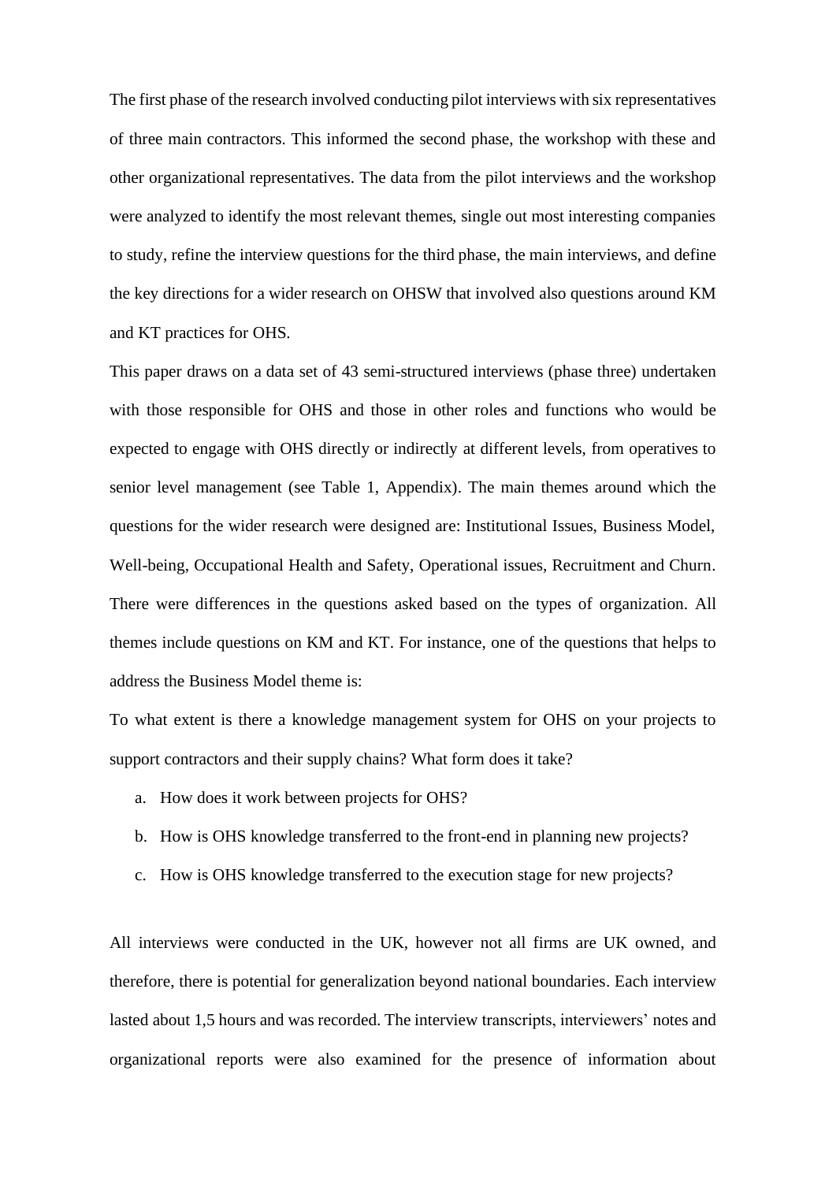The first phase of the research involved conducting pilot interviews with six representatives of three main contractors. This informed the second phase, the workshop with these and other organizational representatives. The data from the pilot interviews and the workshop were analyzed to identify the most relevant themes, single out most interesting companies to study, refine the interview questions for the third phase, the main interviews, and define the key directions for a wider research on OHSW that involved also questions around KM and KT practices for OHS.

This paper draws on a data set of 43 semi-structured interviews (phase three) undertaken with those responsible for OHS and those in other roles and functions who would be expected to engage with OHS directly or indirectly at different levels, from operatives to senior level management (see Table 1, Appendix). The main themes around which the questions for the wider research were designed are: Institutional Issues, Business Model, Well-being, Occupational Health and Safety, Operational issues, Recruitment and Churn. There were differences in the questions asked based on the types of organization. All themes include questions on KM and KT. For instance, one of the questions that helps to address the Business Model theme is:

To what extent is there a knowledge management system for OHS on your projects to support contractors and their supply chains? What form does it take?

a. How does it work between projects for OHS?
b. How is OHS knowledge transferred to the front-end in planning new projects?
c. How is OHS knowledge transferred to the execution stage for new projects?

All interviews were conducted in the UK, however not all firms are UK owned, and therefore, there is potential for generalization beyond national boundaries. Each interview lasted about 1,5 hours and was recorded. The interview transcripts, interviewers' notes and organizational reports were also examined for the presence of information about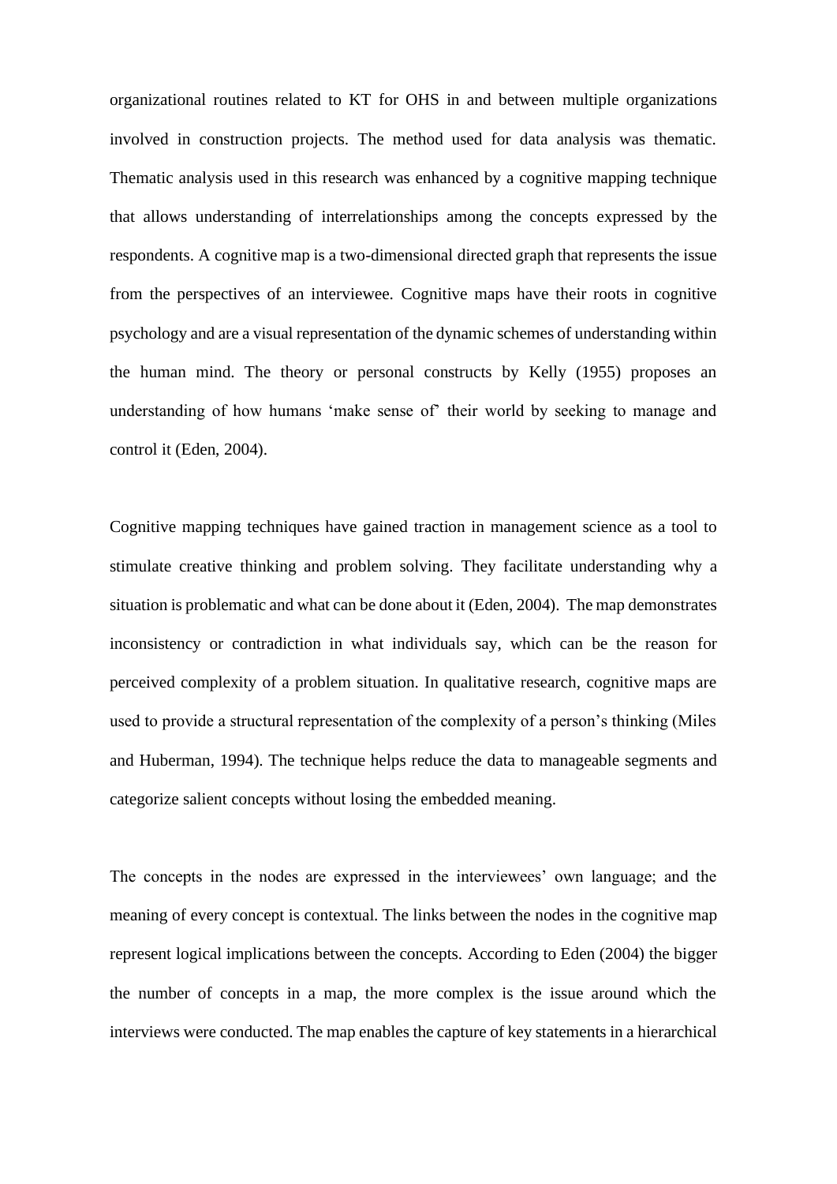organizational routines related to KT for OHS in and between multiple organizations involved in construction projects. The method used for data analysis was thematic. Thematic analysis used in this research was enhanced by a cognitive mapping technique that allows understanding of interrelationships among the concepts expressed by the respondents. A cognitive map is a two-dimensional directed graph that represents the issue from the perspectives of an interviewee. Cognitive maps have their roots in cognitive psychology and are a visual representation of the dynamic schemes of understanding within the human mind. The theory or personal constructs by Kelly (1955) proposes an understanding of how humans 'make sense of' their world by seeking to manage and control it (Eden, 2004).

Cognitive mapping techniques have gained traction in management science as a tool to stimulate creative thinking and problem solving. They facilitate understanding why a situation is problematic and what can be done about it (Eden, 2004). The map demonstrates inconsistency or contradiction in what individuals say, which can be the reason for perceived complexity of a problem situation. In qualitative research, cognitive maps are used to provide a structural representation of the complexity of a person's thinking (Miles and Huberman, 1994). The technique helps reduce the data to manageable segments and categorize salient concepts without losing the embedded meaning.

The concepts in the nodes are expressed in the interviewees' own language; and the meaning of every concept is contextual. The links between the nodes in the cognitive map represent logical implications between the concepts. According to Eden (2004) the bigger the number of concepts in a map, the more complex is the issue around which the interviews were conducted. The map enables the capture of key statements in a hierarchical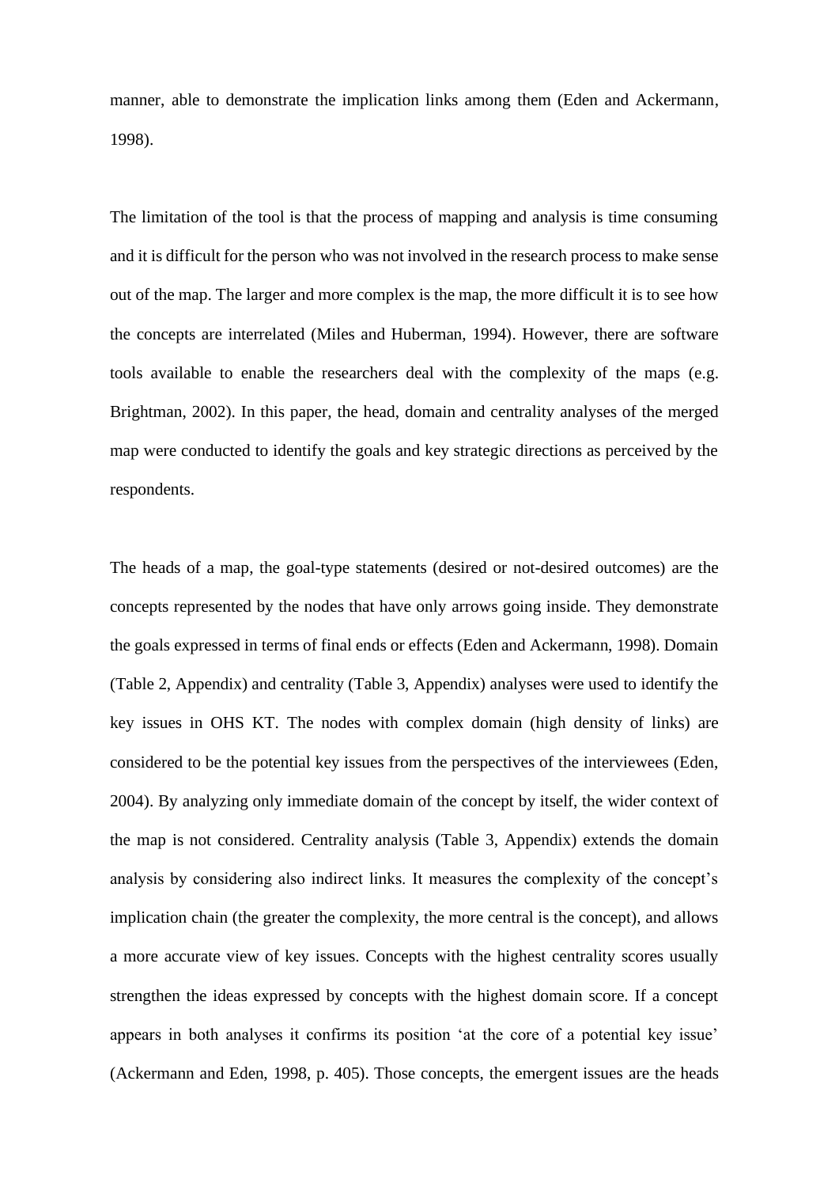manner, able to demonstrate the implication links among them (Eden and Ackermann, 1998).

The limitation of the tool is that the process of mapping and analysis is time consuming and it is difficult for the person who was not involved in the research process to make sense out of the map. The larger and more complex is the map, the more difficult it is to see how the concepts are interrelated (Miles and Huberman, 1994). However, there are software tools available to enable the researchers deal with the complexity of the maps (e.g. Brightman, 2002). In this paper, the head, domain and centrality analyses of the merged map were conducted to identify the goals and key strategic directions as perceived by the respondents.

The heads of a map, the goal-type statements (desired or not-desired outcomes) are the concepts represented by the nodes that have only arrows going inside. They demonstrate the goals expressed in terms of final ends or effects (Eden and Ackermann, 1998). Domain (Table 2, Appendix) and centrality (Table 3, Appendix) analyses were used to identify the key issues in OHS KT. The nodes with complex domain (high density of links) are considered to be the potential key issues from the perspectives of the interviewees (Eden, 2004). By analyzing only immediate domain of the concept by itself, the wider context of the map is not considered. Centrality analysis (Table 3, Appendix) extends the domain analysis by considering also indirect links. It measures the complexity of the concept's implication chain (the greater the complexity, the more central is the concept), and allows a more accurate view of key issues. Concepts with the highest centrality scores usually strengthen the ideas expressed by concepts with the highest domain score. If a concept appears in both analyses it confirms its position 'at the core of a potential key issue' (Ackermann and Eden, 1998, p. 405). Those concepts, the emergent issues are the heads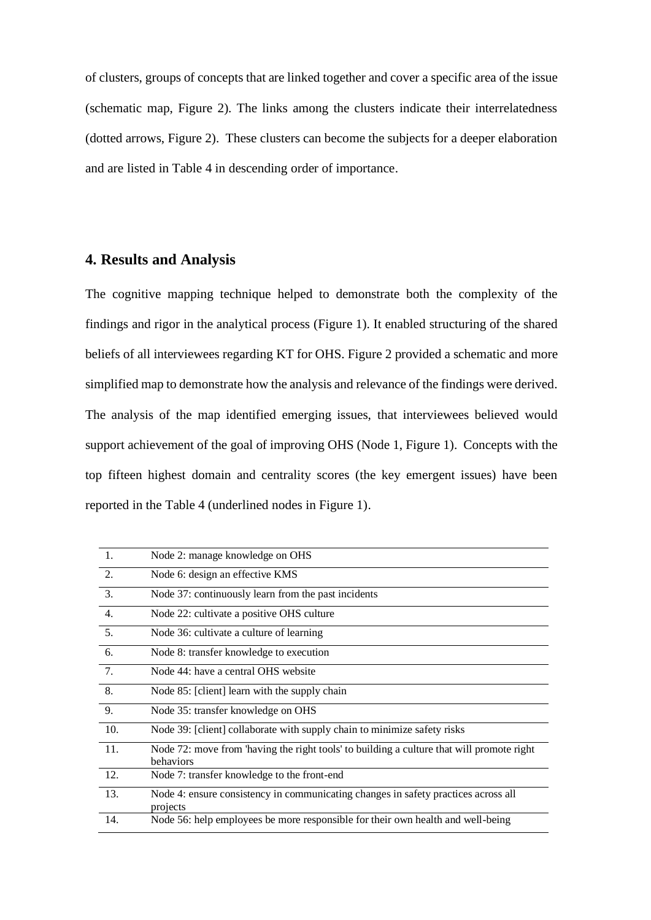of clusters, groups of concepts that are linked together and cover a specific area of the issue (schematic map, Figure 2). The links among the clusters indicate their interrelatedness (dotted arrows, Figure 2). These clusters can become the subjects for a deeper elaboration and are listed in Table 4 in descending order of importance.

## 4. Results and Analysis

The cognitive mapping technique helped to demonstrate both the complexity of the findings and rigor in the analytical process (Figure 1). It enabled structuring of the shared beliefs of all interviewees regarding KT for OHS. Figure 2 provided a schematic and more simplified map to demonstrate how the analysis and relevance of the findings were derived. The analysis of the map identified emerging issues, that interviewees believed would support achievement of the goal of improving OHS (Node 1, Figure 1). Concepts with the top fifteen highest domain and centrality scores (the key emergent issues) have been reported in the Table 4 (underlined nodes in Figure 1).

| | |
|---|---|
| 1. | Node 2: manage knowledge on OHS |
| 2. | Node 6: design an effective KMS |
| 3. | Node 37: continuously learn from the past incidents |
| 4. | Node 22: cultivate a positive OHS culture |
| 5. | Node 36: cultivate a culture of learning |
| 6. | Node 8: transfer knowledge to execution |
| 7. | Node 44: have a central OHS website |
| 8. | Node 85: [client] learn with the supply chain |
| 9. | Node 35: transfer knowledge on OHS |
| 10. | Node 39: [client] collaborate with supply chain to minimize safety risks |
| 11. | Node 72: move from 'having the right tools' to building a culture that will promote right behaviors |
| 12. | Node 7: transfer knowledge to the front-end |
| 13. | Node 4: ensure consistency in communicating changes in safety practices across all projects |
| 14. | Node 56: help employees be more responsible for their own health and well-being |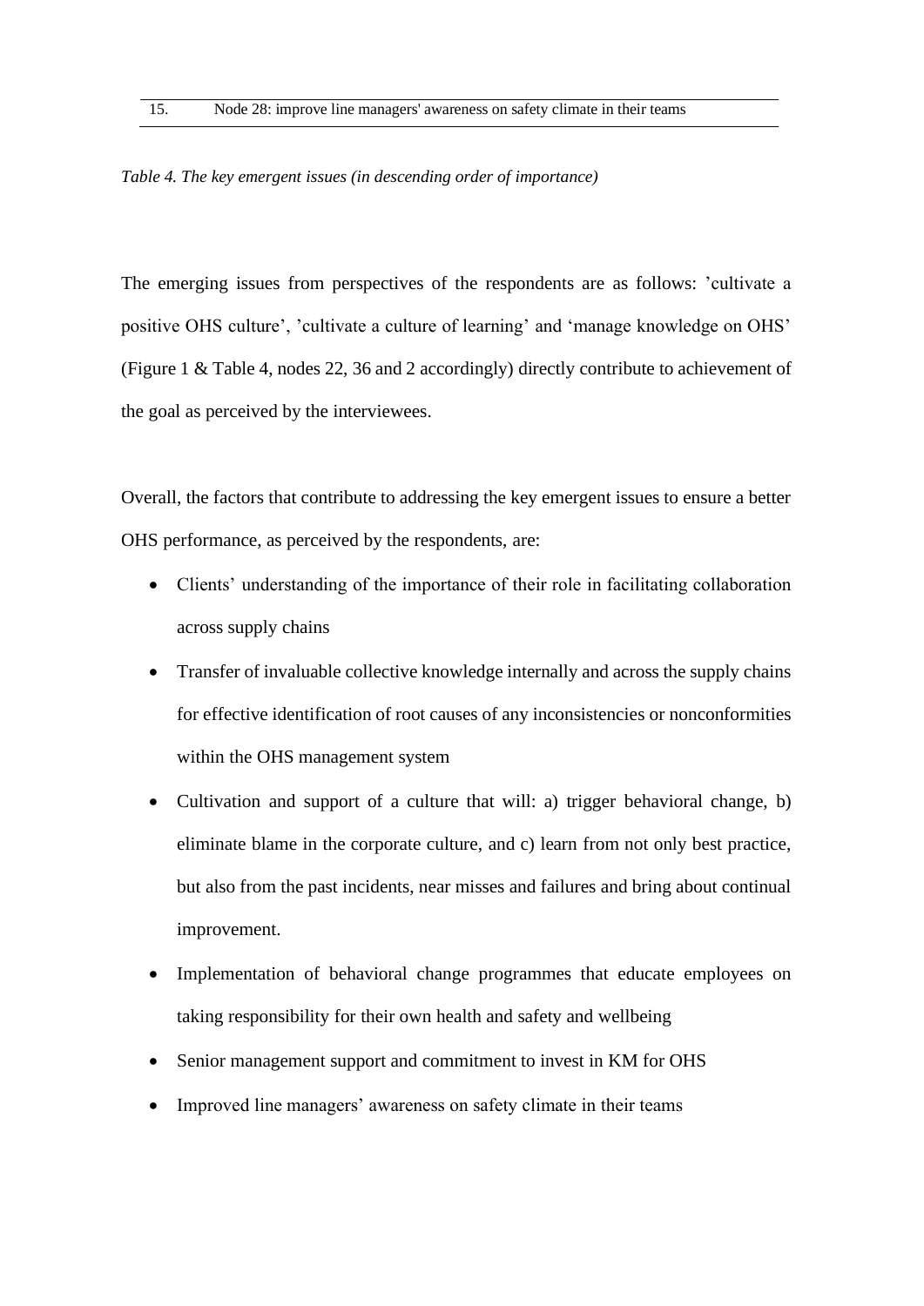| 15. | Node 28: improve line managers' awareness on safety climate in their teams |
|---|---|

*Table 4. The key emergent issues (in descending order of importance)*

The emerging issues from perspectives of the respondents are as follows: 'cultivate a positive OHS culture', 'cultivate a culture of learning' and 'manage knowledge on OHS' (Figure 1 & Table 4, nodes 22, 36 and 2 accordingly) directly contribute to achievement of the goal as perceived by the interviewees.

Overall, the factors that contribute to addressing the key emergent issues to ensure a better OHS performance, as perceived by the respondents, are:

- Clients' understanding of the importance of their role in facilitating collaboration across supply chains
- Transfer of invaluable collective knowledge internally and across the supply chains for effective identification of root causes of any inconsistencies or nonconformities within the OHS management system
- Cultivation and support of a culture that will: a) trigger behavioral change, b) eliminate blame in the corporate culture, and c) learn from not only best practice, but also from the past incidents, near misses and failures and bring about continual improvement.
- Implementation of behavioral change programmes that educate employees on taking responsibility for their own health and safety and wellbeing
- Senior management support and commitment to invest in KM for OHS
- Improved line managers' awareness on safety climate in their teams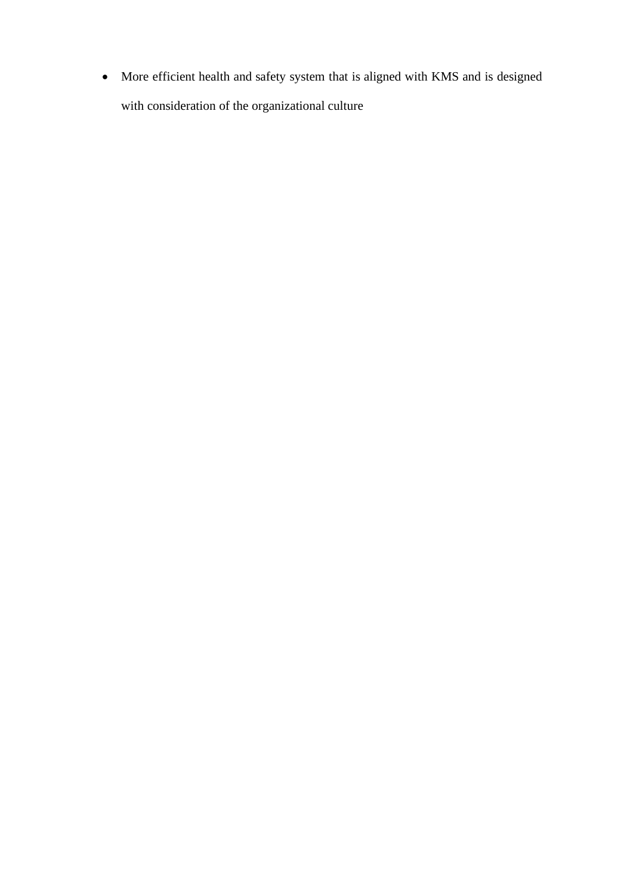- More efficient health and safety system that is aligned with KMS and is designed with consideration of the organizational culture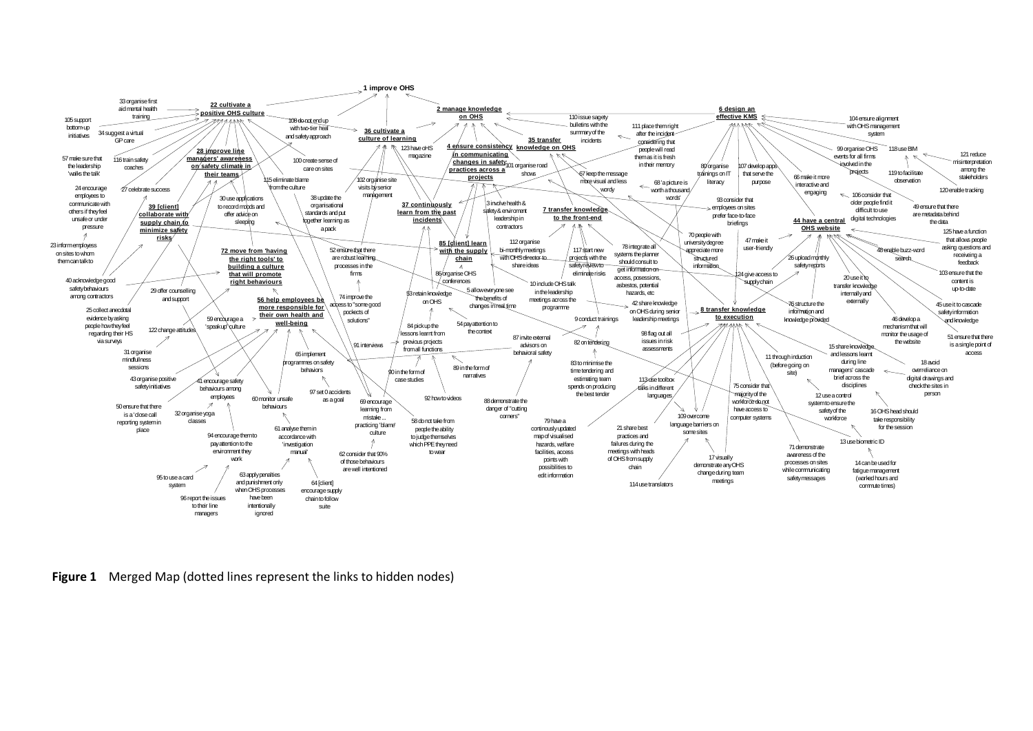**Figure 1** Merged Map (dotted lines represent the links to hidden nodes)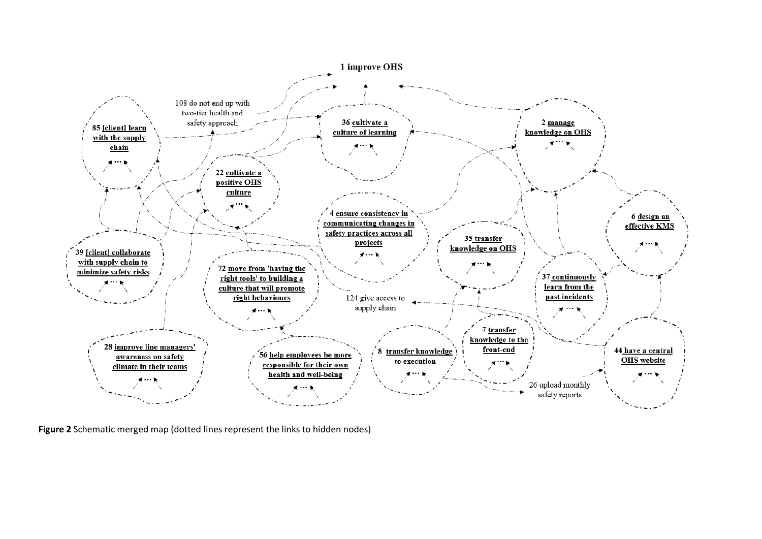**Figure 2** Schematic merged map (dotted lines represent the links to hidden nodes)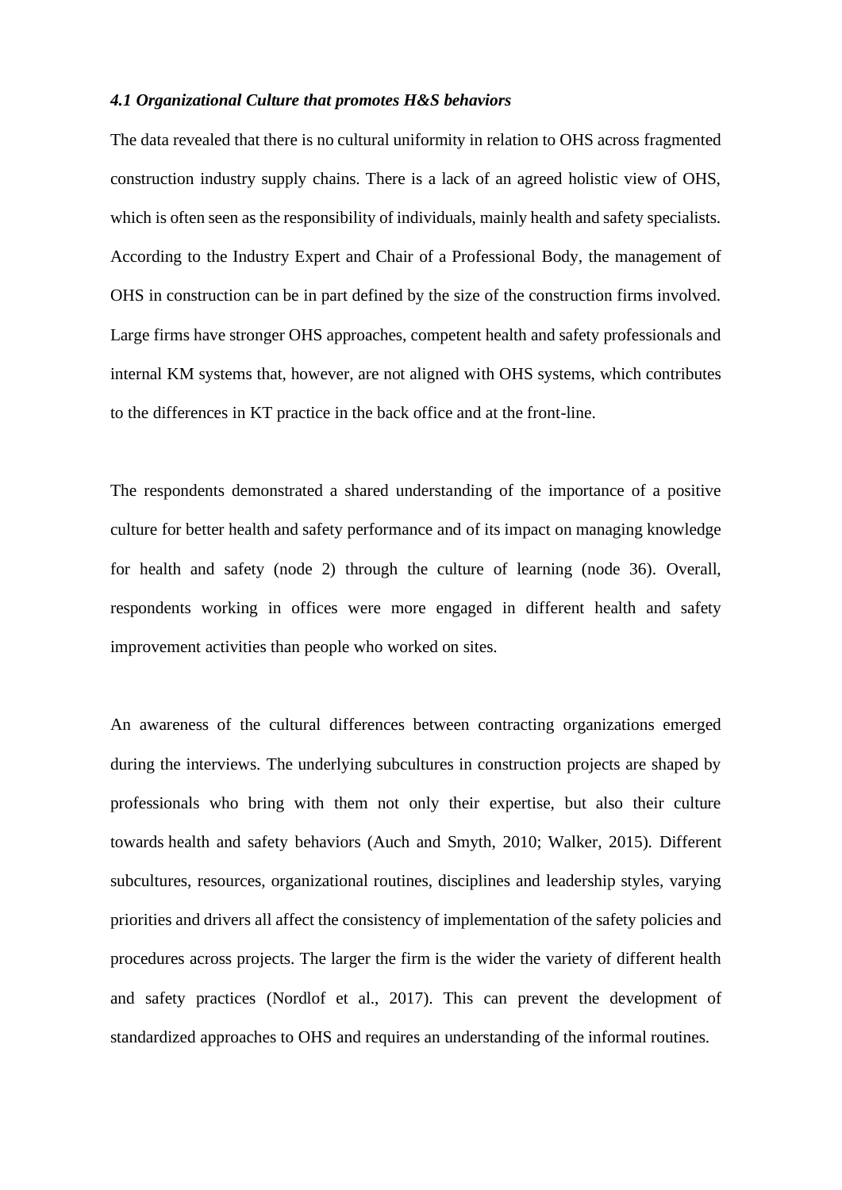### *4.1 Organizational Culture that promotes H&S behaviors*

The data revealed that there is no cultural uniformity in relation to OHS across fragmented construction industry supply chains. There is a lack of an agreed holistic view of OHS, which is often seen as the responsibility of individuals, mainly health and safety specialists. According to the Industry Expert and Chair of a Professional Body, the management of OHS in construction can be in part defined by the size of the construction firms involved. Large firms have stronger OHS approaches, competent health and safety professionals and internal KM systems that, however, are not aligned with OHS systems, which contributes to the differences in KT practice in the back office and at the front-line.

The respondents demonstrated a shared understanding of the importance of a positive culture for better health and safety performance and of its impact on managing knowledge for health and safety (node 2) through the culture of learning (node 36). Overall, respondents working in offices were more engaged in different health and safety improvement activities than people who worked on sites.

An awareness of the cultural differences between contracting organizations emerged during the interviews. The underlying subcultures in construction projects are shaped by professionals who bring with them not only their expertise, but also their culture towards health and safety behaviors (Auch and Smyth, 2010; Walker, 2015). Different subcultures, resources, organizational routines, disciplines and leadership styles, varying priorities and drivers all affect the consistency of implementation of the safety policies and procedures across projects. The larger the firm is the wider the variety of different health and safety practices (Nordlof et al., 2017). This can prevent the development of standardized approaches to OHS and requires an understanding of the informal routines.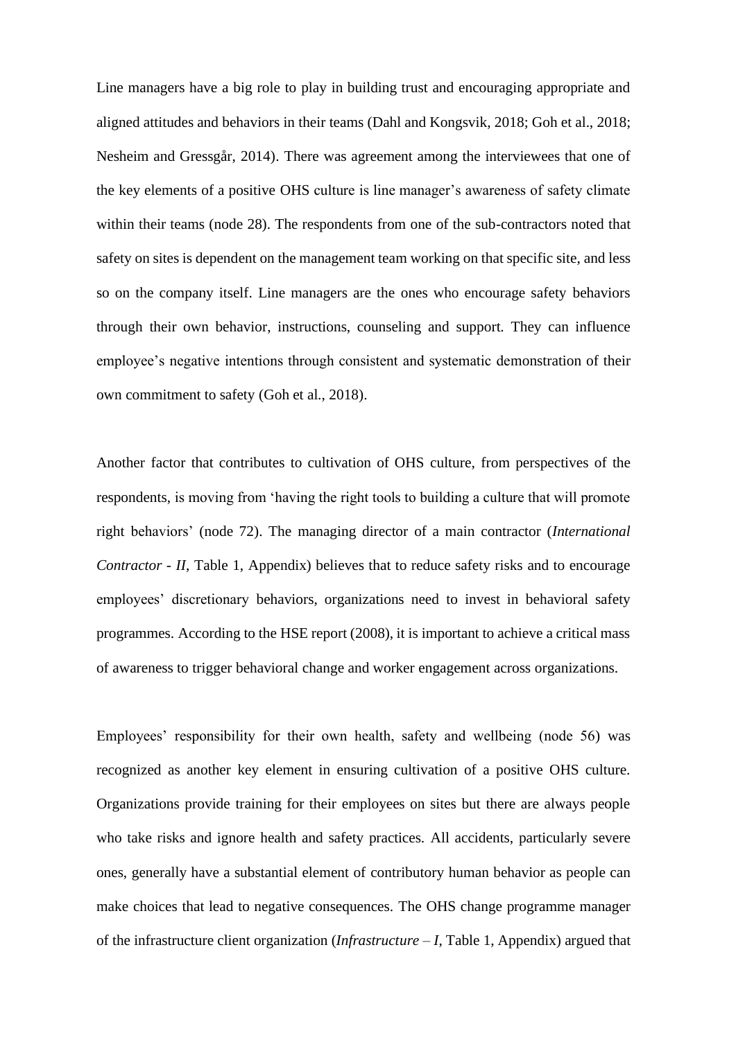Line managers have a big role to play in building trust and encouraging appropriate and aligned attitudes and behaviors in their teams (Dahl and Kongsvik, 2018; Goh et al., 2018; Nesheim and Gressgård, 2014). There was agreement among the interviewees that one of the key elements of a positive OHS culture is line manager's awareness of safety climate within their teams (node 28). The respondents from one of the sub-contractors noted that safety on sites is dependent on the management team working on that specific site, and less so on the company itself. Line managers are the ones who encourage safety behaviors through their own behavior, instructions, counseling and support. They can influence employee's negative intentions through consistent and systematic demonstration of their own commitment to safety (Goh et al., 2018).

Another factor that contributes to cultivation of OHS culture, from perspectives of the respondents, is moving from 'having the right tools to building a culture that will promote right behaviors' (node 72). The managing director of a main contractor (*International Contractor - II*, Table 1, Appendix) believes that to reduce safety risks and to encourage employees' discretionary behaviors, organizations need to invest in behavioral safety programmes. According to the HSE report (2008), it is important to achieve a critical mass of awareness to trigger behavioral change and worker engagement across organizations.

Employees' responsibility for their own health, safety and wellbeing (node 56) was recognized as another key element in ensuring cultivation of a positive OHS culture. Organizations provide training for their employees on sites but there are always people who take risks and ignore health and safety practices. All accidents, particularly severe ones, generally have a substantial element of contributory human behavior as people can make choices that lead to negative consequences. The OHS change programme manager of the infrastructure client organization (*Infrastructure – I*, Table 1, Appendix) argued that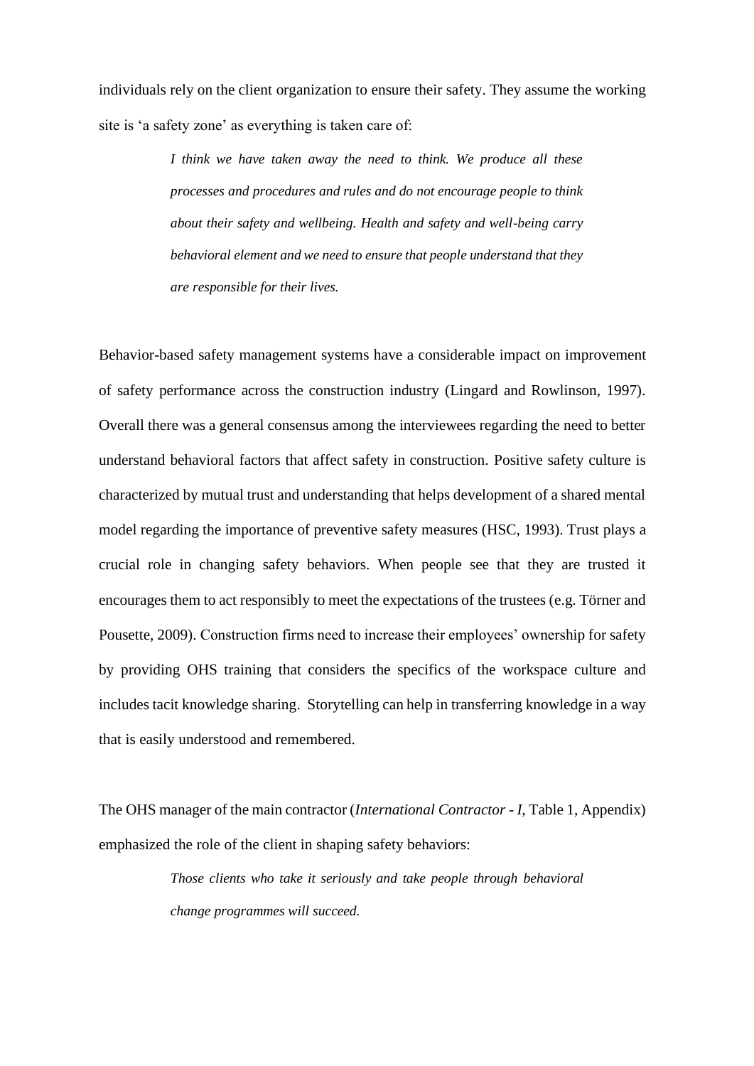individuals rely on the client organization to ensure their safety. They assume the working site is 'a safety zone' as everything is taken care of:

> *I think we have taken away the need to think. We produce all these processes and procedures and rules and do not encourage people to think about their safety and wellbeing. Health and safety and well-being carry behavioral element and we need to ensure that people understand that they are responsible for their lives.*

Behavior-based safety management systems have a considerable impact on improvement of safety performance across the construction industry (Lingard and Rowlinson, 1997). Overall there was a general consensus among the interviewees regarding the need to better understand behavioral factors that affect safety in construction. Positive safety culture is characterized by mutual trust and understanding that helps development of a shared mental model regarding the importance of preventive safety measures (HSC, 1993). Trust plays a crucial role in changing safety behaviors. When people see that they are trusted it encourages them to act responsibly to meet the expectations of the trustees (e.g. Törner and Pousette, 2009). Construction firms need to increase their employees' ownership for safety by providing OHS training that considers the specifics of the workspace culture and includes tacit knowledge sharing. Storytelling can help in transferring knowledge in a way that is easily understood and remembered.

The OHS manager of the main contractor (*International Contractor - I*, Table 1, Appendix) emphasized the role of the client in shaping safety behaviors:

> *Those clients who take it seriously and take people through behavioral change programmes will succeed.*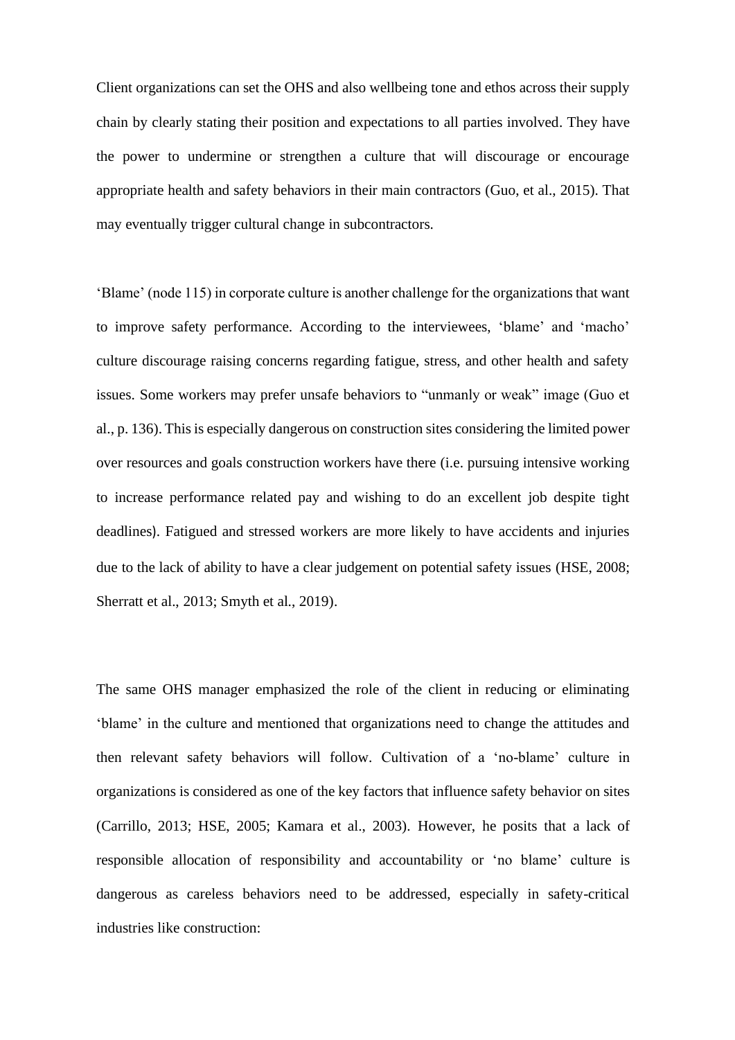Client organizations can set the OHS and also wellbeing tone and ethos across their supply chain by clearly stating their position and expectations to all parties involved. They have the power to undermine or strengthen a culture that will discourage or encourage appropriate health and safety behaviors in their main contractors (Guo, et al., 2015). That may eventually trigger cultural change in subcontractors.

'Blame' (node 115) in corporate culture is another challenge for the organizations that want to improve safety performance. According to the interviewees, 'blame' and 'macho' culture discourage raising concerns regarding fatigue, stress, and other health and safety issues. Some workers may prefer unsafe behaviors to "unmanly or weak" image (Guo et al., p. 136). This is especially dangerous on construction sites considering the limited power over resources and goals construction workers have there (i.e. pursuing intensive working to increase performance related pay and wishing to do an excellent job despite tight deadlines). Fatigued and stressed workers are more likely to have accidents and injuries due to the lack of ability to have a clear judgement on potential safety issues (HSE, 2008; Sherratt et al., 2013; Smyth et al., 2019).

The same OHS manager emphasized the role of the client in reducing or eliminating 'blame' in the culture and mentioned that organizations need to change the attitudes and then relevant safety behaviors will follow. Cultivation of a 'no-blame' culture in organizations is considered as one of the key factors that influence safety behavior on sites (Carrillo, 2013; HSE, 2005; Kamara et al., 2003). However, he posits that a lack of responsible allocation of responsibility and accountability or 'no blame' culture is dangerous as careless behaviors need to be addressed, especially in safety-critical industries like construction: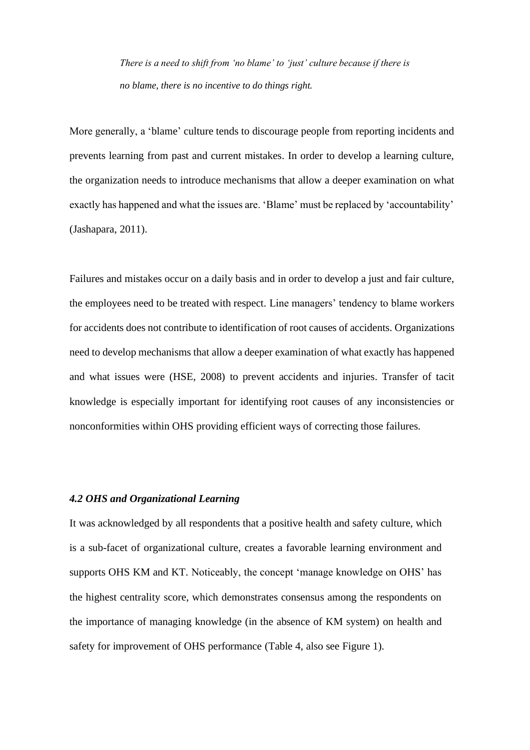> *There is a need to shift from 'no blame' to 'just' culture because if there is no blame, there is no incentive to do things right.*

More generally, a 'blame' culture tends to discourage people from reporting incidents and prevents learning from past and current mistakes. In order to develop a learning culture, the organization needs to introduce mechanisms that allow a deeper examination on what exactly has happened and what the issues are. 'Blame' must be replaced by 'accountability' (Jashapara, 2011).

Failures and mistakes occur on a daily basis and in order to develop a just and fair culture, the employees need to be treated with respect. Line managers' tendency to blame workers for accidents does not contribute to identification of root causes of accidents. Organizations need to develop mechanisms that allow a deeper examination of what exactly has happened and what issues were (HSE, 2008) to prevent accidents and injuries. Transfer of tacit knowledge is especially important for identifying root causes of any inconsistencies or nonconformities within OHS providing efficient ways of correcting those failures.

### *4.2 OHS and Organizational Learning*

It was acknowledged by all respondents that a positive health and safety culture, which is a sub-facet of organizational culture, creates a favorable learning environment and supports OHS KM and KT. Noticeably, the concept 'manage knowledge on OHS' has the highest centrality score, which demonstrates consensus among the respondents on the importance of managing knowledge (in the absence of KM system) on health and safety for improvement of OHS performance (Table 4, also see Figure 1).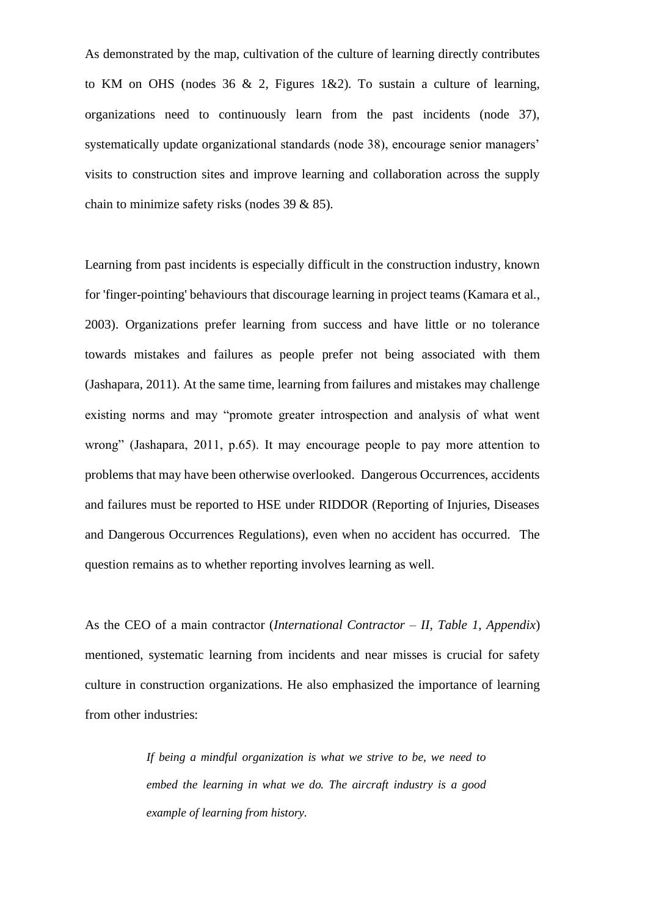As demonstrated by the map, cultivation of the culture of learning directly contributes to KM on OHS (nodes 36 & 2, Figures 1&2). To sustain a culture of learning, organizations need to continuously learn from the past incidents (node 37), systematically update organizational standards (node 38), encourage senior managers' visits to construction sites and improve learning and collaboration across the supply chain to minimize safety risks (nodes 39 & 85).

Learning from past incidents is especially difficult in the construction industry, known for 'finger-pointing' behaviours that discourage learning in project teams (Kamara et al., 2003). Organizations prefer learning from success and have little or no tolerance towards mistakes and failures as people prefer not being associated with them (Jashapara, 2011). At the same time, learning from failures and mistakes may challenge existing norms and may "promote greater introspection and analysis of what went wrong" (Jashapara, 2011, p.65). It may encourage people to pay more attention to problems that may have been otherwise overlooked. Dangerous Occurrences, accidents and failures must be reported to HSE under RIDDOR (Reporting of Injuries, Diseases and Dangerous Occurrences Regulations), even when no accident has occurred. The question remains as to whether reporting involves learning as well.

As the CEO of a main contractor (*International Contractor – II, Table 1, Appendix*) mentioned, systematic learning from incidents and near misses is crucial for safety culture in construction organizations. He also emphasized the importance of learning from other industries:

> *If being a mindful organization is what we strive to be, we need to embed the learning in what we do. The aircraft industry is a good example of learning from history.*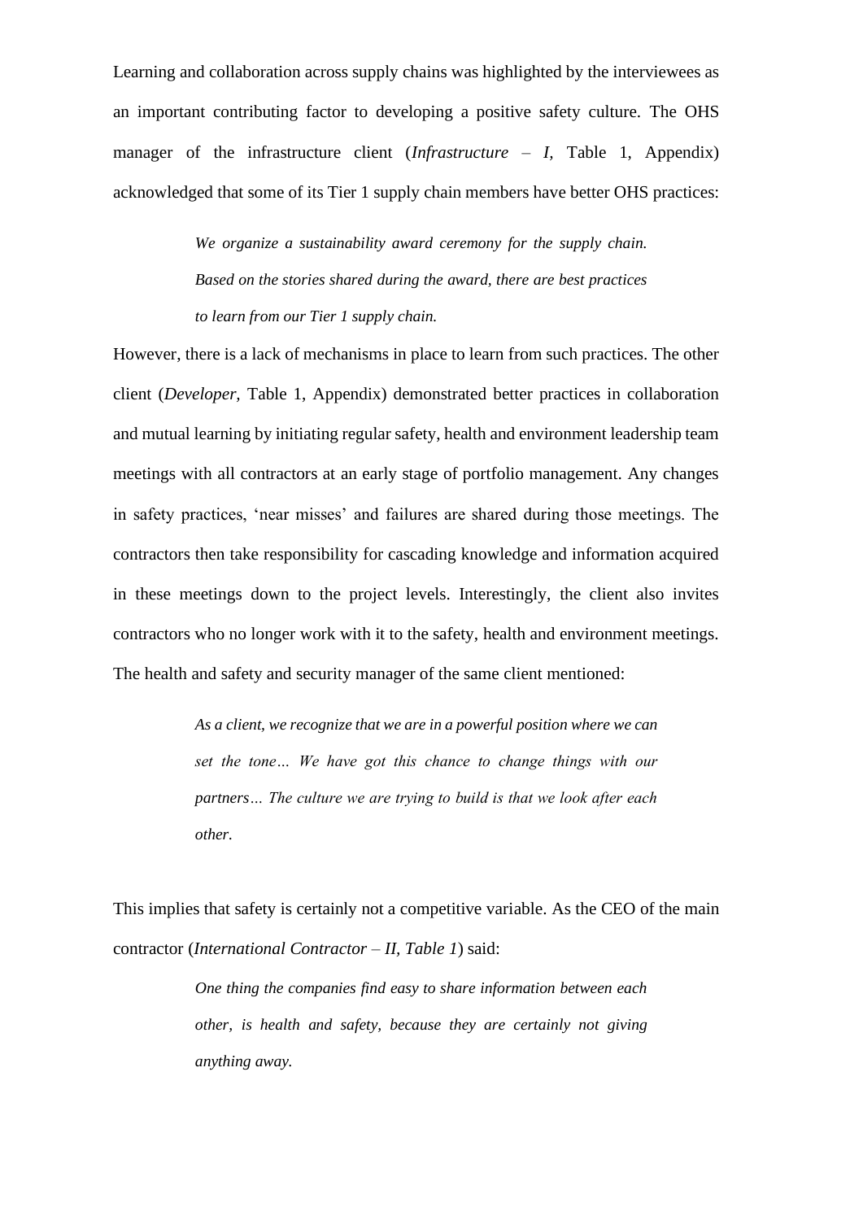Learning and collaboration across supply chains was highlighted by the interviewees as an important contributing factor to developing a positive safety culture. The OHS manager of the infrastructure client (*Infrastructure – I*, Table 1, Appendix) acknowledged that some of its Tier 1 supply chain members have better OHS practices:

> *We organize a sustainability award ceremony for the supply chain. Based on the stories shared during the award, there are best practices to learn from our Tier 1 supply chain.*

However, there is a lack of mechanisms in place to learn from such practices. The other client (*Developer*, Table 1, Appendix) demonstrated better practices in collaboration and mutual learning by initiating regular safety, health and environment leadership team meetings with all contractors at an early stage of portfolio management. Any changes in safety practices, 'near misses' and failures are shared during those meetings. The contractors then take responsibility for cascading knowledge and information acquired in these meetings down to the project levels. Interestingly, the client also invites contractors who no longer work with it to the safety, health and environment meetings. The health and safety and security manager of the same client mentioned:

> *As a client, we recognize that we are in a powerful position where we can set the tone… We have got this chance to change things with our partners… The culture we are trying to build is that we look after each other.*

This implies that safety is certainly not a competitive variable. As the CEO of the main contractor (*International Contractor – II, Table 1*) said:

> *One thing the companies find easy to share information between each other, is health and safety, because they are certainly not giving anything away.*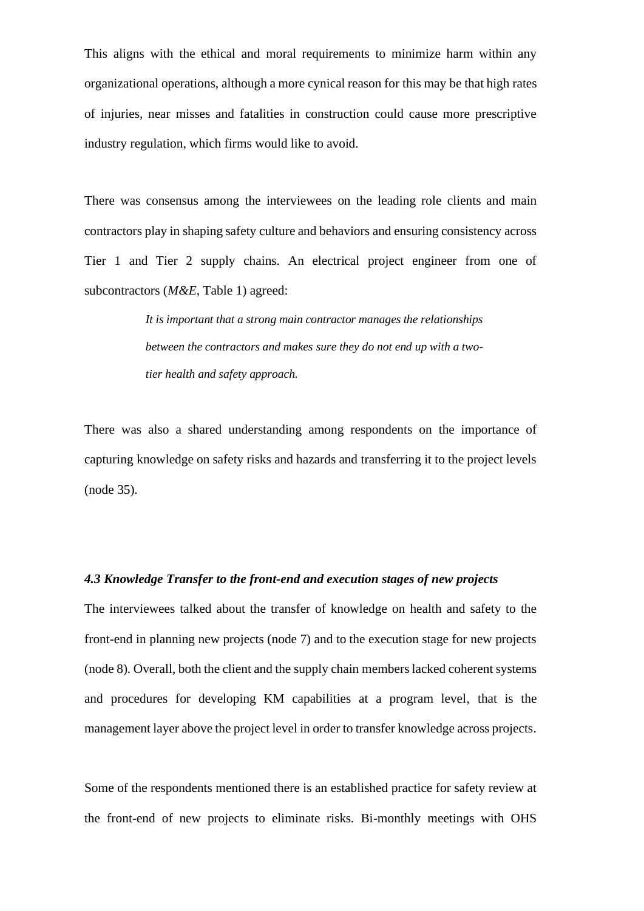This aligns with the ethical and moral requirements to minimize harm within any organizational operations, although a more cynical reason for this may be that high rates of injuries, near misses and fatalities in construction could cause more prescriptive industry regulation, which firms would like to avoid.

There was consensus among the interviewees on the leading role clients and main contractors play in shaping safety culture and behaviors and ensuring consistency across Tier 1 and Tier 2 supply chains. An electrical project engineer from one of subcontractors (*M&E*, Table 1) agreed:

> *It is important that a strong main contractor manages the relationships between the contractors and makes sure they do not end up with a two-tier health and safety approach.*

There was also a shared understanding among respondents on the importance of capturing knowledge on safety risks and hazards and transferring it to the project levels (node 35).

### *4.3 Knowledge Transfer to the front-end and execution stages of new projects*

The interviewees talked about the transfer of knowledge on health and safety to the front-end in planning new projects (node 7) and to the execution stage for new projects (node 8). Overall, both the client and the supply chain members lacked coherent systems and procedures for developing KM capabilities at a program level, that is the management layer above the project level in order to transfer knowledge across projects.

Some of the respondents mentioned there is an established practice for safety review at the front-end of new projects to eliminate risks. Bi-monthly meetings with OHS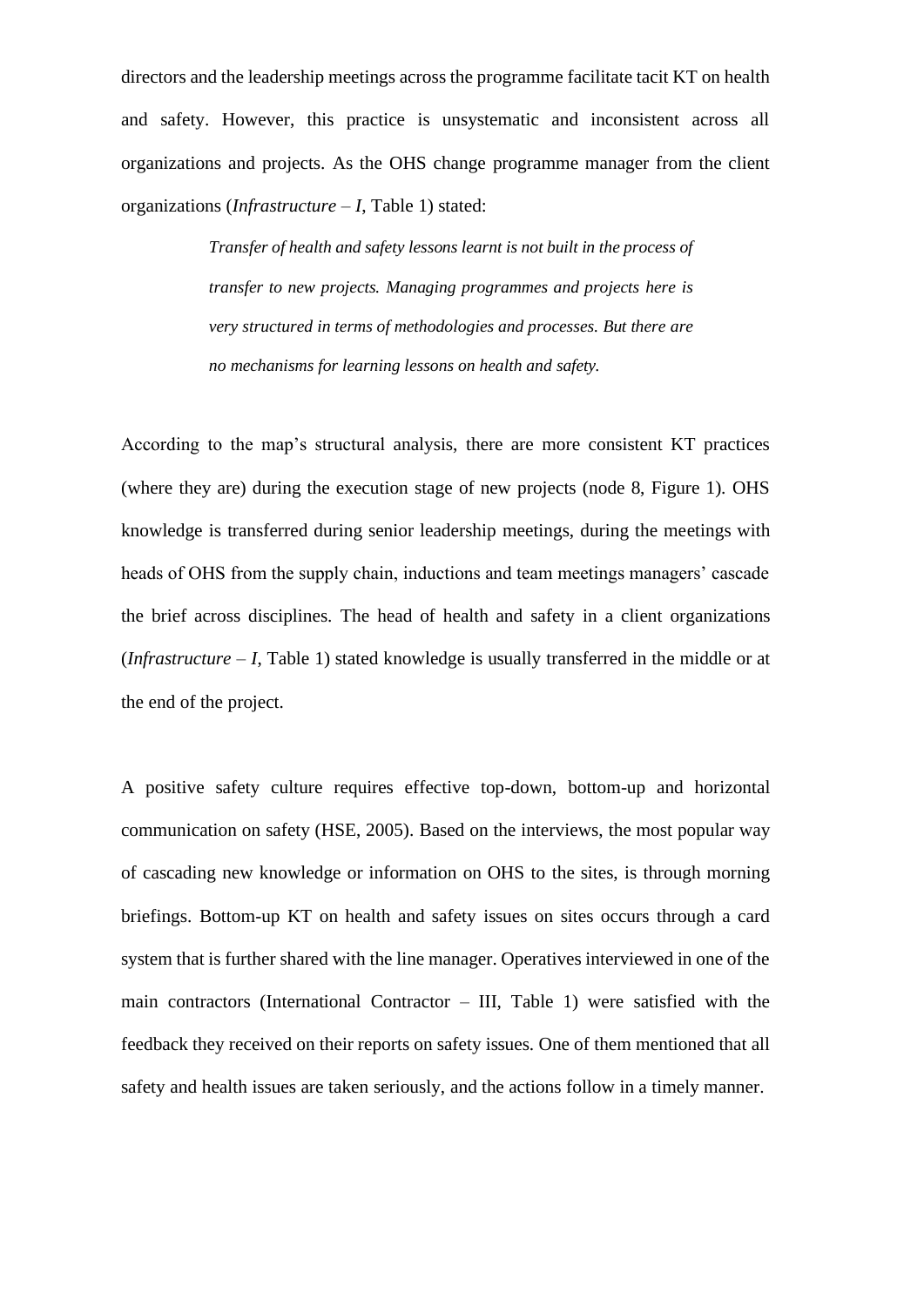directors and the leadership meetings across the programme facilitate tacit KT on health and safety. However, this practice is unsystematic and inconsistent across all organizations and projects. As the OHS change programme manager from the client organizations (*Infrastructure – I*, Table 1) stated:

> *Transfer of health and safety lessons learnt is not built in the process of transfer to new projects. Managing programmes and projects here is very structured in terms of methodologies and processes. But there are no mechanisms for learning lessons on health and safety.*

According to the map's structural analysis, there are more consistent KT practices (where they are) during the execution stage of new projects (node 8, Figure 1). OHS knowledge is transferred during senior leadership meetings, during the meetings with heads of OHS from the supply chain, inductions and team meetings managers' cascade the brief across disciplines. The head of health and safety in a client organizations (*Infrastructure – I*, Table 1) stated knowledge is usually transferred in the middle or at the end of the project.

A positive safety culture requires effective top-down, bottom-up and horizontal communication on safety (HSE, 2005). Based on the interviews, the most popular way of cascading new knowledge or information on OHS to the sites, is through morning briefings. Bottom-up KT on health and safety issues on sites occurs through a card system that is further shared with the line manager. Operatives interviewed in one of the main contractors (International Contractor – III, Table 1) were satisfied with the feedback they received on their reports on safety issues. One of them mentioned that all safety and health issues are taken seriously, and the actions follow in a timely manner.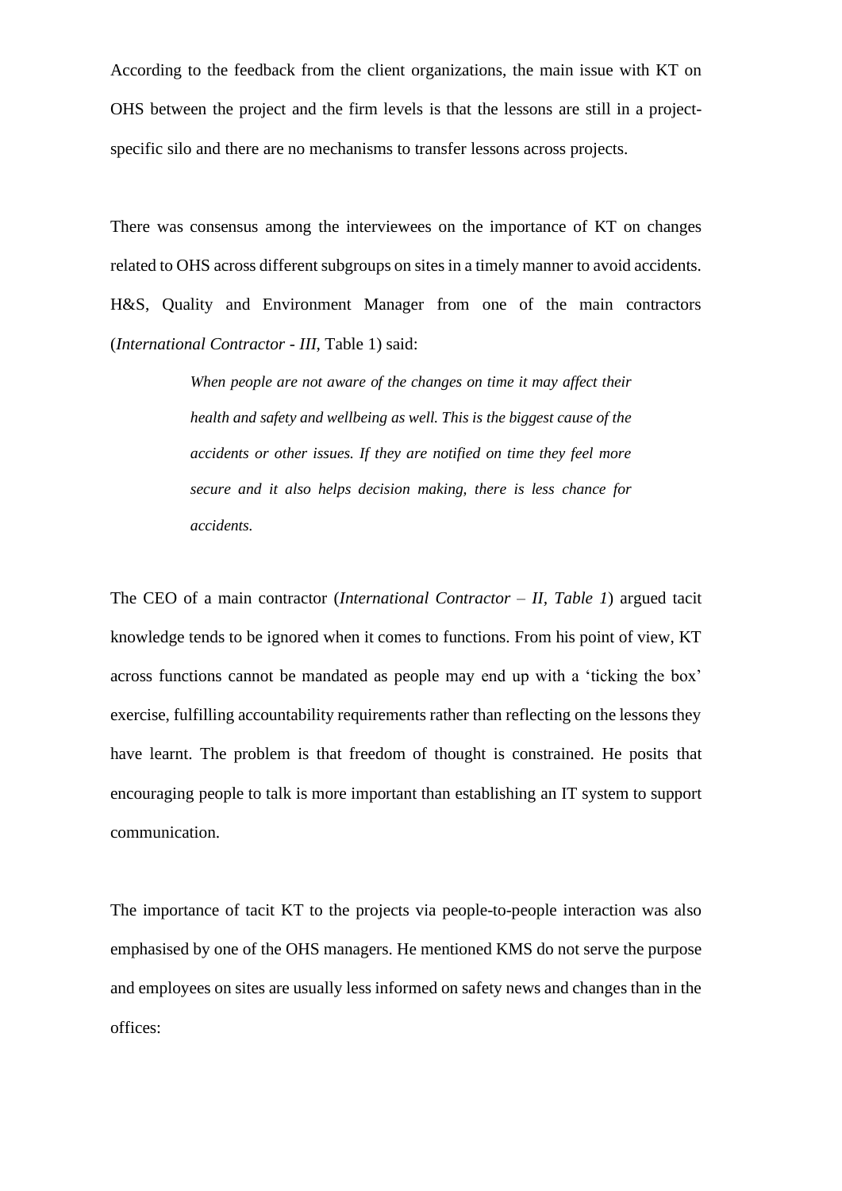According to the feedback from the client organizations, the main issue with KT on OHS between the project and the firm levels is that the lessons are still in a project-specific silo and there are no mechanisms to transfer lessons across projects.

There was consensus among the interviewees on the importance of KT on changes related to OHS across different subgroups on sites in a timely manner to avoid accidents. H&S, Quality and Environment Manager from one of the main contractors (*International Contractor - III*, Table 1) said:

> *When people are not aware of the changes on time it may affect their health and safety and wellbeing as well. This is the biggest cause of the accidents or other issues. If they are notified on time they feel more secure and it also helps decision making, there is less chance for accidents.*

The CEO of a main contractor (*International Contractor – II, Table 1*) argued tacit knowledge tends to be ignored when it comes to functions. From his point of view, KT across functions cannot be mandated as people may end up with a 'ticking the box' exercise, fulfilling accountability requirements rather than reflecting on the lessons they have learnt. The problem is that freedom of thought is constrained. He posits that encouraging people to talk is more important than establishing an IT system to support communication.

The importance of tacit KT to the projects via people-to-people interaction was also emphasised by one of the OHS managers. He mentioned KMS do not serve the purpose and employees on sites are usually less informed on safety news and changes than in the offices: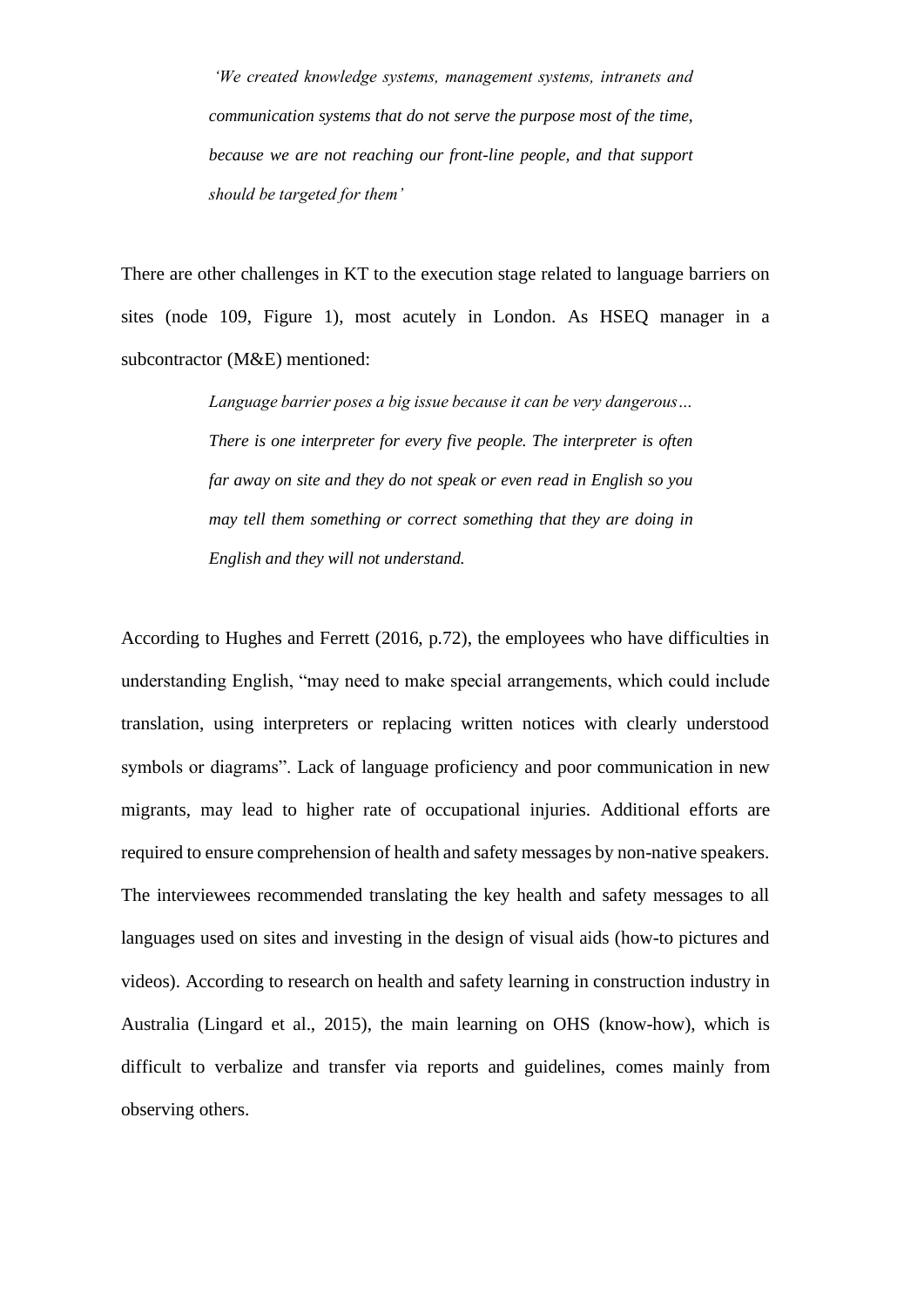> *'We created knowledge systems, management systems, intranets and communication systems that do not serve the purpose most of the time, because we are not reaching our front-line people, and that support should be targeted for them'*

There are other challenges in KT to the execution stage related to language barriers on sites (node 109, Figure 1), most acutely in London. As HSEQ manager in a subcontractor (M&E) mentioned:

> *Language barrier poses a big issue because it can be very dangerous… There is one interpreter for every five people. The interpreter is often far away on site and they do not speak or even read in English so you may tell them something or correct something that they are doing in English and they will not understand.*

According to Hughes and Ferrett (2016, p.72), the employees who have difficulties in understanding English, "may need to make special arrangements, which could include translation, using interpreters or replacing written notices with clearly understood symbols or diagrams". Lack of language proficiency and poor communication in new migrants, may lead to higher rate of occupational injuries. Additional efforts are required to ensure comprehension of health and safety messages by non-native speakers. The interviewees recommended translating the key health and safety messages to all languages used on sites and investing in the design of visual aids (how-to pictures and videos). According to research on health and safety learning in construction industry in Australia (Lingard et al., 2015), the main learning on OHS (know-how), which is difficult to verbalize and transfer via reports and guidelines, comes mainly from observing others.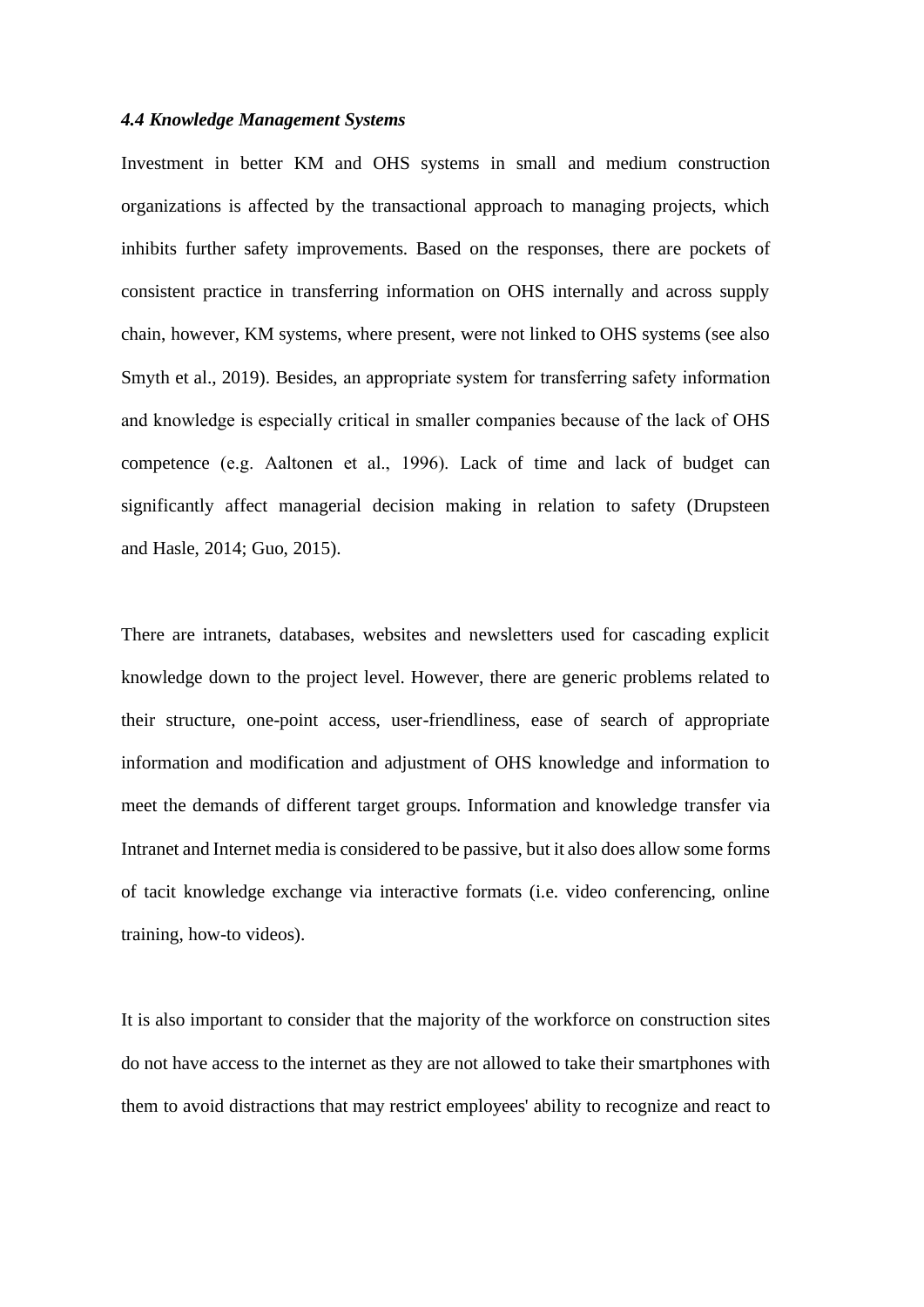### *4.4 Knowledge Management Systems*

Investment in better KM and OHS systems in small and medium construction organizations is affected by the transactional approach to managing projects, which inhibits further safety improvements. Based on the responses, there are pockets of consistent practice in transferring information on OHS internally and across supply chain, however, KM systems, where present, were not linked to OHS systems (see also Smyth et al., 2019). Besides, an appropriate system for transferring safety information and knowledge is especially critical in smaller companies because of the lack of OHS competence (e.g. Aaltonen et al., 1996). Lack of time and lack of budget can significantly affect managerial decision making in relation to safety (Drupsteen and Hasle, 2014; Guo, 2015).

There are intranets, databases, websites and newsletters used for cascading explicit knowledge down to the project level. However, there are generic problems related to their structure, one-point access, user-friendliness, ease of search of appropriate information and modification and adjustment of OHS knowledge and information to meet the demands of different target groups. Information and knowledge transfer via Intranet and Internet media is considered to be passive, but it also does allow some forms of tacit knowledge exchange via interactive formats (i.e. video conferencing, online training, how-to videos).

It is also important to consider that the majority of the workforce on construction sites do not have access to the internet as they are not allowed to take their smartphones with them to avoid distractions that may restrict employees' ability to recognize and react to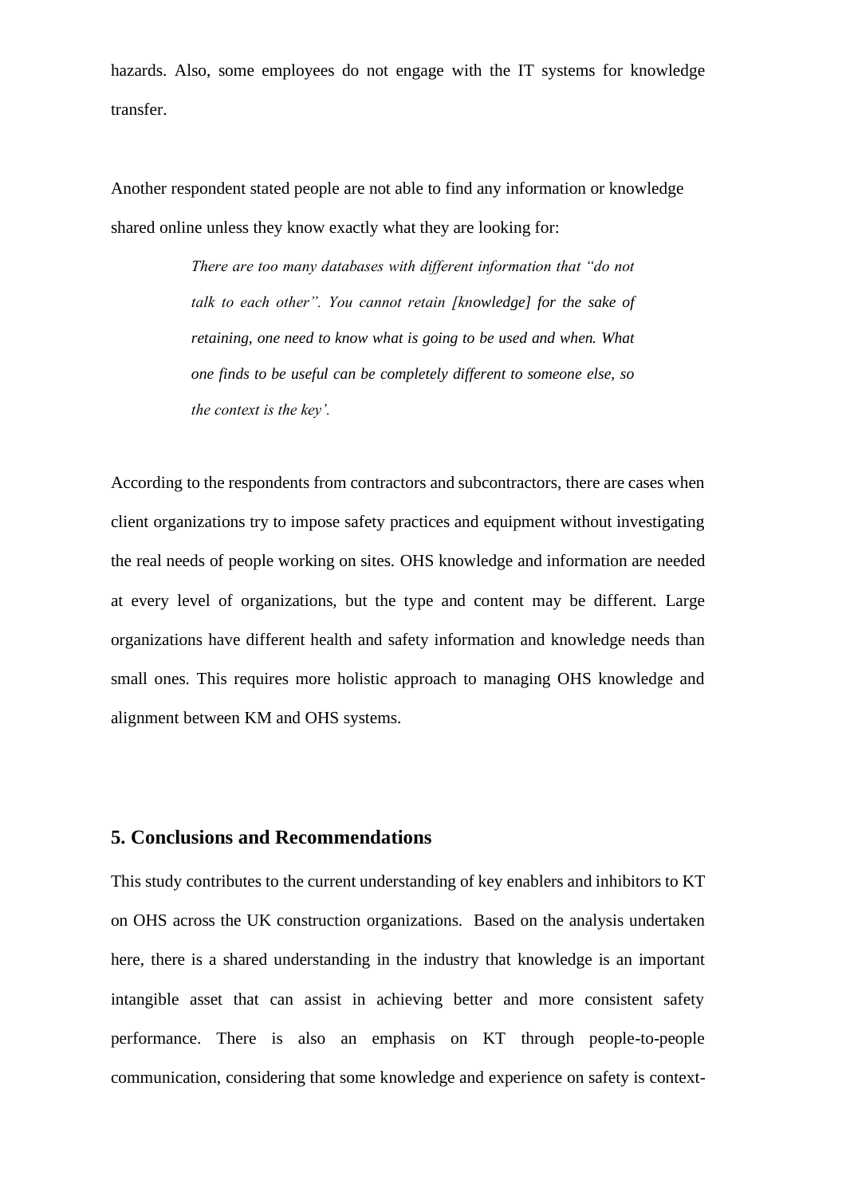hazards. Also, some employees do not engage with the IT systems for knowledge transfer.

Another respondent stated people are not able to find any information or knowledge shared online unless they know exactly what they are looking for:

> *There are too many databases with different information that "do not talk to each other". You cannot retain [knowledge] for the sake of retaining, one need to know what is going to be used and when. What one finds to be useful can be completely different to someone else, so the context is the key'.*

According to the respondents from contractors and subcontractors, there are cases when client organizations try to impose safety practices and equipment without investigating the real needs of people working on sites. OHS knowledge and information are needed at every level of organizations, but the type and content may be different. Large organizations have different health and safety information and knowledge needs than small ones. This requires more holistic approach to managing OHS knowledge and alignment between KM and OHS systems.

## 5. Conclusions and Recommendations

This study contributes to the current understanding of key enablers and inhibitors to KT on OHS across the UK construction organizations. Based on the analysis undertaken here, there is a shared understanding in the industry that knowledge is an important intangible asset that can assist in achieving better and more consistent safety performance. There is also an emphasis on KT through people-to-people communication, considering that some knowledge and experience on safety is context-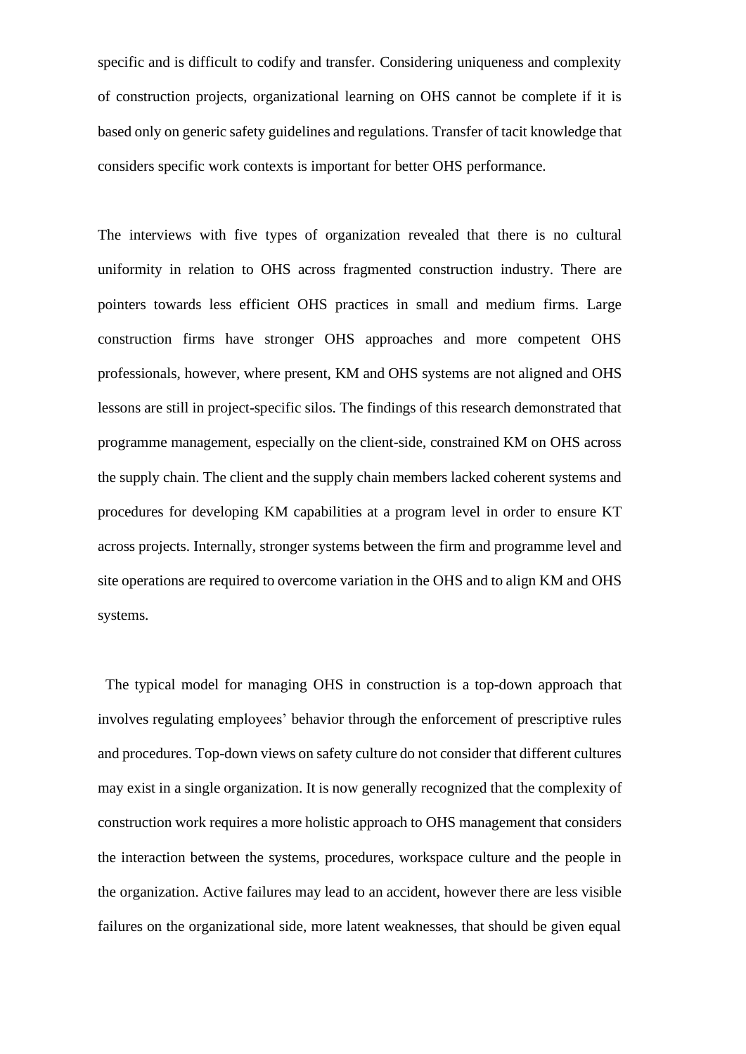specific and is difficult to codify and transfer. Considering uniqueness and complexity of construction projects, organizational learning on OHS cannot be complete if it is based only on generic safety guidelines and regulations. Transfer of tacit knowledge that considers specific work contexts is important for better OHS performance.

The interviews with five types of organization revealed that there is no cultural uniformity in relation to OHS across fragmented construction industry. There are pointers towards less efficient OHS practices in small and medium firms. Large construction firms have stronger OHS approaches and more competent OHS professionals, however, where present, KM and OHS systems are not aligned and OHS lessons are still in project-specific silos. The findings of this research demonstrated that programme management, especially on the client-side, constrained KM on OHS across the supply chain. The client and the supply chain members lacked coherent systems and procedures for developing KM capabilities at a program level in order to ensure KT across projects. Internally, stronger systems between the firm and programme level and site operations are required to overcome variation in the OHS and to align KM and OHS systems.

The typical model for managing OHS in construction is a top-down approach that involves regulating employees' behavior through the enforcement of prescriptive rules and procedures. Top-down views on safety culture do not consider that different cultures may exist in a single organization. It is now generally recognized that the complexity of construction work requires a more holistic approach to OHS management that considers the interaction between the systems, procedures, workspace culture and the people in the organization. Active failures may lead to an accident, however there are less visible failures on the organizational side, more latent weaknesses, that should be given equal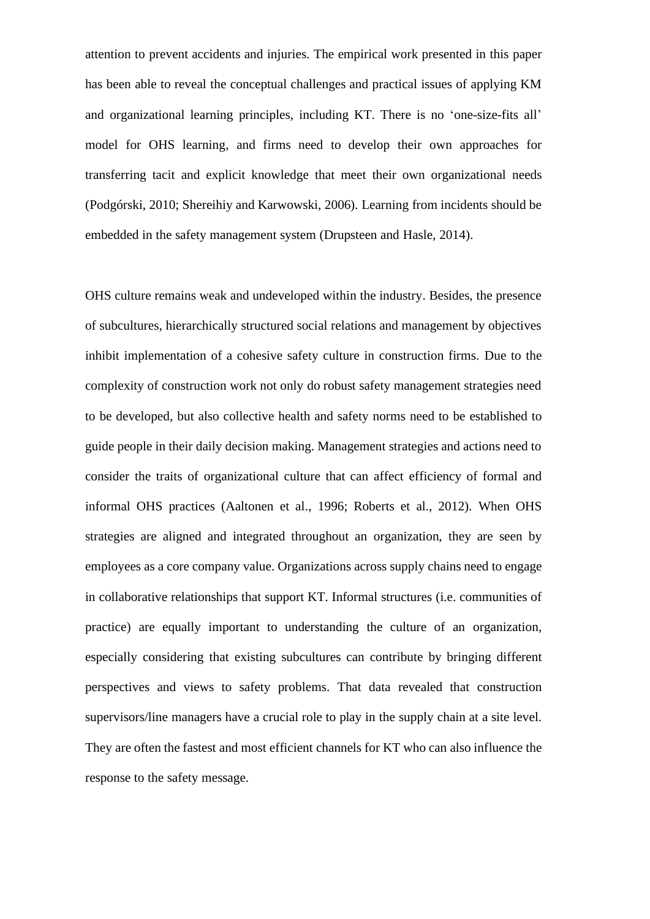attention to prevent accidents and injuries. The empirical work presented in this paper has been able to reveal the conceptual challenges and practical issues of applying KM and organizational learning principles, including KT. There is no 'one-size-fits all' model for OHS learning, and firms need to develop their own approaches for transferring tacit and explicit knowledge that meet their own organizational needs (Podgórski, 2010; Shereihiy and Karwowski, 2006). Learning from incidents should be embedded in the safety management system (Drupsteen and Hasle, 2014).

OHS culture remains weak and undeveloped within the industry. Besides, the presence of subcultures, hierarchically structured social relations and management by objectives inhibit implementation of a cohesive safety culture in construction firms. Due to the complexity of construction work not only do robust safety management strategies need to be developed, but also collective health and safety norms need to be established to guide people in their daily decision making. Management strategies and actions need to consider the traits of organizational culture that can affect efficiency of formal and informal OHS practices (Aaltonen et al., 1996; Roberts et al., 2012). When OHS strategies are aligned and integrated throughout an organization, they are seen by employees as a core company value. Organizations across supply chains need to engage in collaborative relationships that support KT. Informal structures (i.e. communities of practice) are equally important to understanding the culture of an organization, especially considering that existing subcultures can contribute by bringing different perspectives and views to safety problems. That data revealed that construction supervisors/line managers have a crucial role to play in the supply chain at a site level. They are often the fastest and most efficient channels for KT who can also influence the response to the safety message.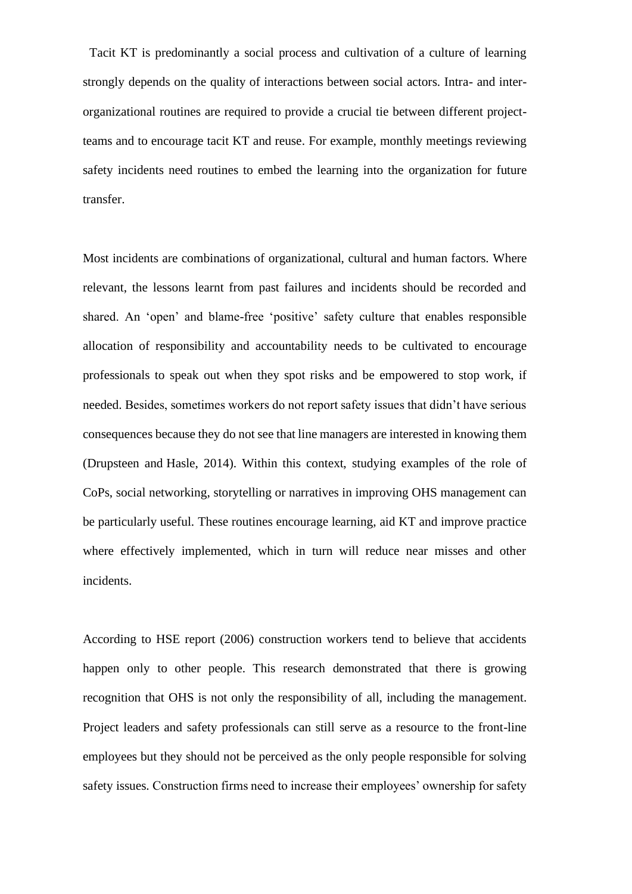Tacit KT is predominantly a social process and cultivation of a culture of learning strongly depends on the quality of interactions between social actors. Intra- and inter-organizational routines are required to provide a crucial tie between different project-teams and to encourage tacit KT and reuse. For example, monthly meetings reviewing safety incidents need routines to embed the learning into the organization for future transfer.

Most incidents are combinations of organizational, cultural and human factors. Where relevant, the lessons learnt from past failures and incidents should be recorded and shared. An 'open' and blame-free 'positive' safety culture that enables responsible allocation of responsibility and accountability needs to be cultivated to encourage professionals to speak out when they spot risks and be empowered to stop work, if needed. Besides, sometimes workers do not report safety issues that didn't have serious consequences because they do not see that line managers are interested in knowing them (Drupsteen and Hasle, 2014). Within this context, studying examples of the role of CoPs, social networking, storytelling or narratives in improving OHS management can be particularly useful. These routines encourage learning, aid KT and improve practice where effectively implemented, which in turn will reduce near misses and other incidents.

According to HSE report (2006) construction workers tend to believe that accidents happen only to other people. This research demonstrated that there is growing recognition that OHS is not only the responsibility of all, including the management. Project leaders and safety professionals can still serve as a resource to the front-line employees but they should not be perceived as the only people responsible for solving safety issues. Construction firms need to increase their employees' ownership for safety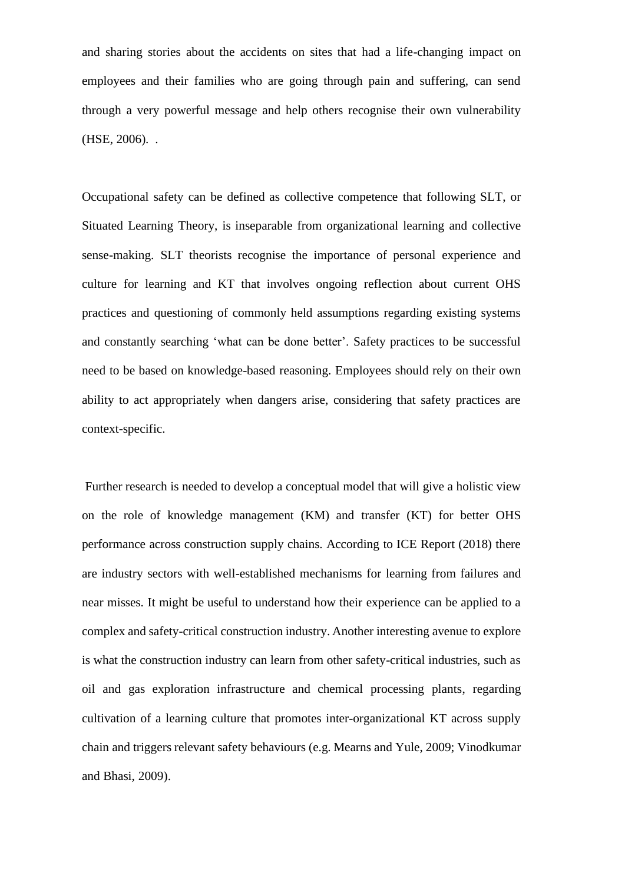and sharing stories about the accidents on sites that had a life-changing impact on employees and their families who are going through pain and suffering, can send through a very powerful message and help others recognise their own vulnerability (HSE, 2006). .

Occupational safety can be defined as collective competence that following SLT, or Situated Learning Theory, is inseparable from organizational learning and collective sense-making. SLT theorists recognise the importance of personal experience and culture for learning and KT that involves ongoing reflection about current OHS practices and questioning of commonly held assumptions regarding existing systems and constantly searching 'what can be done better'. Safety practices to be successful need to be based on knowledge-based reasoning. Employees should rely on their own ability to act appropriately when dangers arise, considering that safety practices are context-specific.

Further research is needed to develop a conceptual model that will give a holistic view on the role of knowledge management (KM) and transfer (KT) for better OHS performance across construction supply chains. According to ICE Report (2018) there are industry sectors with well-established mechanisms for learning from failures and near misses. It might be useful to understand how their experience can be applied to a complex and safety-critical construction industry. Another interesting avenue to explore is what the construction industry can learn from other safety-critical industries, such as oil and gas exploration infrastructure and chemical processing plants, regarding cultivation of a learning culture that promotes inter-organizational KT across supply chain and triggers relevant safety behaviours (e.g. Mearns and Yule, 2009; Vinodkumar and Bhasi, 2009).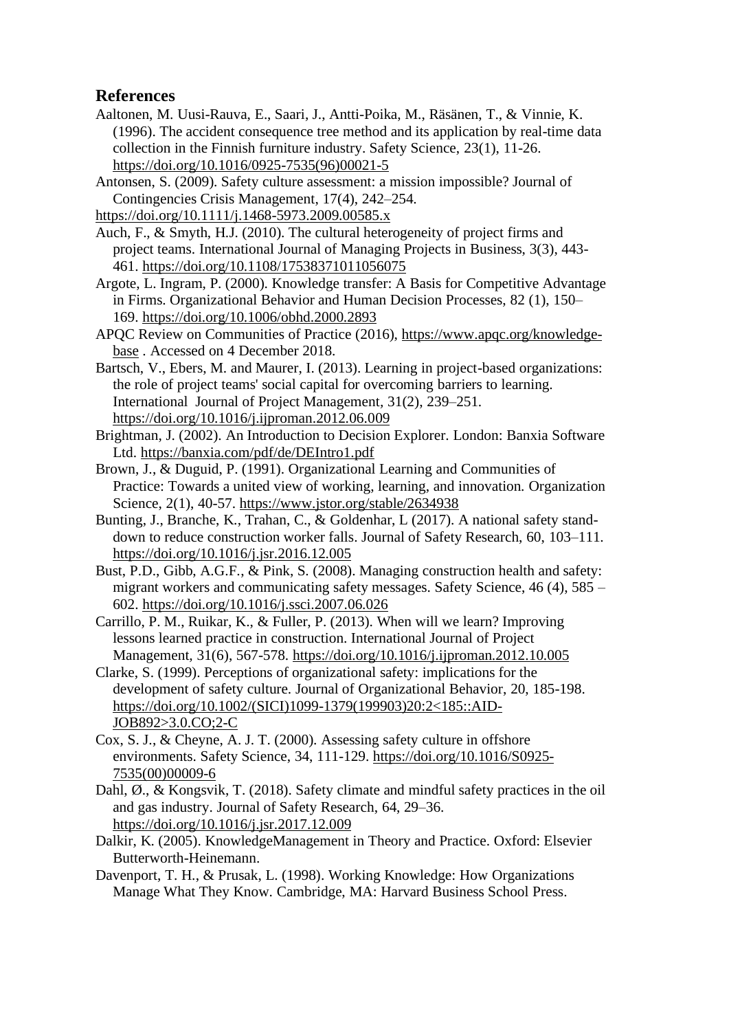## References

Aaltonen, M. Uusi-Rauva, E., Saari, J., Antti-Poika, M., Räsänen, T., & Vinnie, K. (1996). The accident consequence tree method and its application by real-time data collection in the Finnish furniture industry. Safety Science, 23(1), 11-26. https://doi.org/10.1016/0925-7535(96)00021-5

Antonsen, S. (2009). Safety culture assessment: a mission impossible? Journal of Contingencies Crisis Management, 17(4), 242–254. https://doi.org/10.1111/j.1468-5973.2009.00585.x

Auch, F., & Smyth, H.J. (2010). The cultural heterogeneity of project firms and project teams. International Journal of Managing Projects in Business, 3(3), 443-461. https://doi.org/10.1108/17538371011056075

Argote, L. Ingram, P. (2000). Knowledge transfer: A Basis for Competitive Advantage in Firms. Organizational Behavior and Human Decision Processes, 82 (1), 150–169. https://doi.org/10.1006/obhd.2000.2893

APQC Review on Communities of Practice (2016), https://www.apqc.org/knowledge-base . Accessed on 4 December 2018.

Bartsch, V., Ebers, M. and Maurer, I. (2013). Learning in project-based organizations: the role of project teams' social capital for overcoming barriers to learning. International Journal of Project Management, 31(2), 239–251. https://doi.org/10.1016/j.ijproman.2012.06.009

Brightman, J. (2002). An Introduction to Decision Explorer. London: Banxia Software Ltd. https://banxia.com/pdf/de/DEIntro1.pdf

Brown, J., & Duguid, P. (1991). Organizational Learning and Communities of Practice: Towards a united view of working, learning, and innovation. Organization Science, 2(1), 40-57. https://www.jstor.org/stable/2634938

Bunting, J., Branche, K., Trahan, C., & Goldenhar, L (2017). A national safety stand-down to reduce construction worker falls. Journal of Safety Research, 60, 103–111. https://doi.org/10.1016/j.jsr.2016.12.005

Bust, P.D., Gibb, A.G.F., & Pink, S. (2008). Managing construction health and safety: migrant workers and communicating safety messages. Safety Science, 46 (4), 585 – 602. https://doi.org/10.1016/j.ssci.2007.06.026

Carrillo, P. M., Ruikar, K., & Fuller, P. (2013). When will we learn? Improving lessons learned practice in construction. International Journal of Project Management, 31(6), 567-578. https://doi.org/10.1016/j.ijproman.2012.10.005

Clarke, S. (1999). Perceptions of organizational safety: implications for the development of safety culture. Journal of Organizational Behavior, 20, 185-198. https://doi.org/10.1002/(SICI)1099-1379(199903)20:2<185::AID-JOB892>3.0.CO;2-C

Cox, S. J., & Cheyne, A. J. T. (2000). Assessing safety culture in offshore environments. Safety Science, 34, 111-129. https://doi.org/10.1016/S0925-7535(00)00009-6

Dahl, Ø., & Kongsvik, T. (2018). Safety climate and mindful safety practices in the oil and gas industry. Journal of Safety Research, 64, 29–36. https://doi.org/10.1016/j.jsr.2017.12.009

Dalkir, K. (2005). KnowledgeManagement in Theory and Practice. Oxford: Elsevier Butterworth-Heinemann.

Davenport, T. H., & Prusak, L. (1998). Working Knowledge: How Organizations Manage What They Know. Cambridge, MA: Harvard Business School Press.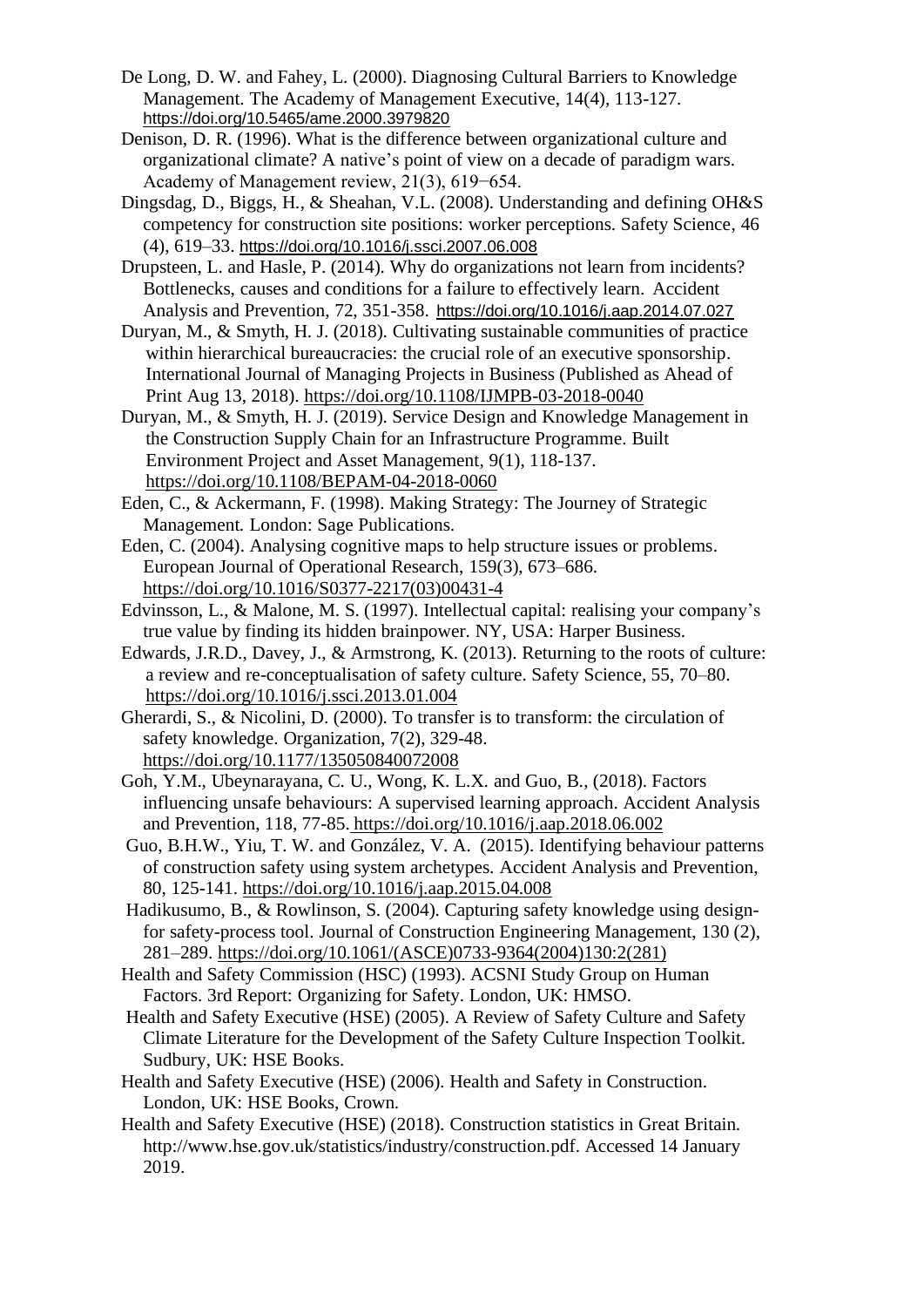De Long, D. W. and Fahey, L. (2000). Diagnosing Cultural Barriers to Knowledge Management. The Academy of Management Executive, 14(4), 113-127. https://doi.org/10.5465/ame.2000.3979820

Denison, D. R. (1996). What is the difference between organizational culture and organizational climate? A native's point of view on a decade of paradigm wars. Academy of Management review, 21(3), 619−654.

Dingsdag, D., Biggs, H., & Sheahan, V.L. (2008). Understanding and defining OH&S competency for construction site positions: worker perceptions. Safety Science, 46 (4), 619–33. https://doi.org/10.1016/j.ssci.2007.06.008

Drupsteen, L. and Hasle, P. (2014). Why do organizations not learn from incidents? Bottlenecks, causes and conditions for a failure to effectively learn. Accident Analysis and Prevention, 72, 351-358. https://doi.org/10.1016/j.aap.2014.07.027

Duryan, M., & Smyth, H. J. (2018). Cultivating sustainable communities of practice within hierarchical bureaucracies: the crucial role of an executive sponsorship. International Journal of Managing Projects in Business (Published as Ahead of Print Aug 13, 2018). https://doi.org/10.1108/IJMPB-03-2018-0040

Duryan, M., & Smyth, H. J. (2019). Service Design and Knowledge Management in the Construction Supply Chain for an Infrastructure Programme. Built Environment Project and Asset Management, 9(1), 118-137. https://doi.org/10.1108/BEPAM-04-2018-0060

Eden, C., & Ackermann, F. (1998). Making Strategy: The Journey of Strategic Management. London: Sage Publications.

Eden, C. (2004). Analysing cognitive maps to help structure issues or problems. European Journal of Operational Research, 159(3), 673–686. https://doi.org/10.1016/S0377-2217(03)00431-4

Edvinsson, L., & Malone, M. S. (1997). Intellectual capital: realising your company's true value by finding its hidden brainpower. NY, USA: Harper Business.

Edwards, J.R.D., Davey, J., & Armstrong, K. (2013). Returning to the roots of culture: a review and re-conceptualisation of safety culture. Safety Science, 55, 70–80. https://doi.org/10.1016/j.ssci.2013.01.004

Gherardi, S., & Nicolini, D. (2000). To transfer is to transform: the circulation of safety knowledge. Organization, 7(2), 329-48. https://doi.org/10.1177/135050840072008

Goh, Y.M., Ubeynarayana, C. U., Wong, K. L.X. and Guo, B., (2018). Factors influencing unsafe behaviours: A supervised learning approach. Accident Analysis and Prevention, 118, 77-85. https://doi.org/10.1016/j.aap.2018.06.002

Guo, B.H.W., Yiu, T. W. and González, V. A. (2015). Identifying behaviour patterns of construction safety using system archetypes. Accident Analysis and Prevention, 80, 125-141. https://doi.org/10.1016/j.aap.2015.04.008

Hadikusumo, B., & Rowlinson, S. (2004). Capturing safety knowledge using design-for safety-process tool. Journal of Construction Engineering Management, 130 (2), 281–289. https://doi.org/10.1061/(ASCE)0733-9364(2004)130:2(281)

Health and Safety Commission (HSC) (1993). ACSNI Study Group on Human Factors. 3rd Report: Organizing for Safety. London, UK: HMSO.

Health and Safety Executive (HSE) (2005). A Review of Safety Culture and Safety Climate Literature for the Development of the Safety Culture Inspection Toolkit. Sudbury, UK: HSE Books.

Health and Safety Executive (HSE) (2006). Health and Safety in Construction. London, UK: HSE Books, Crown.

Health and Safety Executive (HSE) (2018). Construction statistics in Great Britain. http://www.hse.gov.uk/statistics/industry/construction.pdf. Accessed 14 January 2019.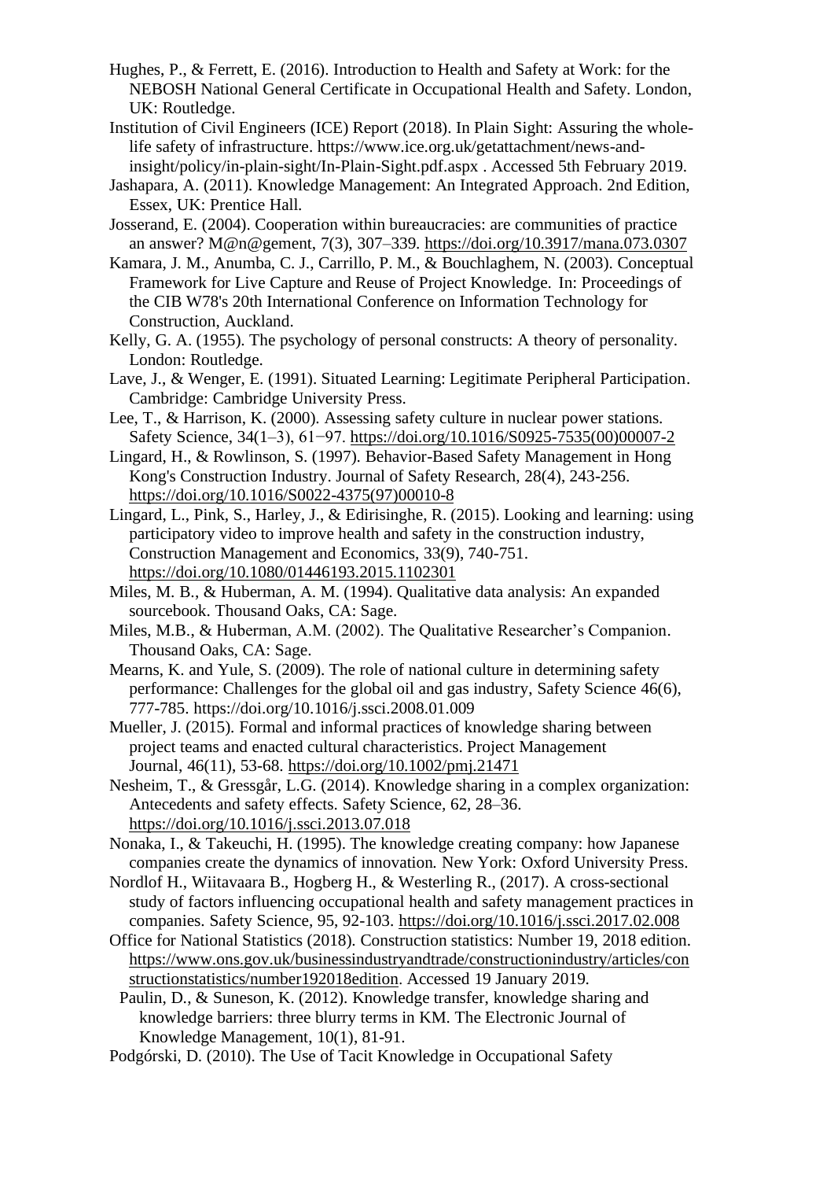Hughes, P., & Ferrett, E. (2016). Introduction to Health and Safety at Work: for the NEBOSH National General Certificate in Occupational Health and Safety. London, UK: Routledge.

Institution of Civil Engineers (ICE) Report (2018). In Plain Sight: Assuring the whole-life safety of infrastructure. https://www.ice.org.uk/getattachment/news-and-insight/policy/in-plain-sight/In-Plain-Sight.pdf.aspx . Accessed 5th February 2019.

Jashapara, A. (2011). Knowledge Management: An Integrated Approach. 2nd Edition, Essex, UK: Prentice Hall.

Josserand, E. (2004). Cooperation within bureaucracies: are communities of practice an answer? M@n@gement, 7(3), 307–339. https://doi.org/10.3917/mana.073.0307

Kamara, J. M., Anumba, C. J., Carrillo, P. M., & Bouchlaghem, N. (2003). Conceptual Framework for Live Capture and Reuse of Project Knowledge. In: Proceedings of the CIB W78's 20th International Conference on Information Technology for Construction, Auckland.

Kelly, G. A. (1955). The psychology of personal constructs: A theory of personality. London: Routledge.

Lave, J., & Wenger, E. (1991). Situated Learning: Legitimate Peripheral Participation. Cambridge: Cambridge University Press.

Lee, T., & Harrison, K. (2000). Assessing safety culture in nuclear power stations. Safety Science, 34(1–3), 61−97. https://doi.org/10.1016/S0925-7535(00)00007-2

Lingard, H., & Rowlinson, S. (1997). Behavior-Based Safety Management in Hong Kong's Construction Industry. Journal of Safety Research, 28(4), 243-256. https://doi.org/10.1016/S0022-4375(97)00010-8

Lingard, L., Pink, S., Harley, J., & Edirisinghe, R. (2015). Looking and learning: using participatory video to improve health and safety in the construction industry, Construction Management and Economics, 33(9), 740-751. https://doi.org/10.1080/01446193.2015.1102301

Miles, M. B., & Huberman, A. M. (1994). Qualitative data analysis: An expanded sourcebook. Thousand Oaks, CA: Sage.

Miles, M.B., & Huberman, A.M. (2002). The Qualitative Researcher's Companion. Thousand Oaks, CA: Sage.

Mearns, K. and Yule, S. (2009). The role of national culture in determining safety performance: Challenges for the global oil and gas industry, Safety Science 46(6), 777-785. https://doi.org/10.1016/j.ssci.2008.01.009

Mueller, J. (2015). Formal and informal practices of knowledge sharing between project teams and enacted cultural characteristics. Project Management Journal, 46(11), 53-68. https://doi.org/10.1002/pmj.21471

Nesheim, T., & Gressgård, L.G. (2014). Knowledge sharing in a complex organization: Antecedents and safety effects. Safety Science, 62, 28–36. https://doi.org/10.1016/j.ssci.2013.07.018

Nonaka, I., & Takeuchi, H. (1995). The knowledge creating company: how Japanese companies create the dynamics of innovation. New York: Oxford University Press.

Nordlof H., Wiitavaara B., Hogberg H., & Westerling R., (2017). A cross-sectional study of factors influencing occupational health and safety management practices in companies. Safety Science, 95, 92-103. https://doi.org/10.1016/j.ssci.2017.02.008

Office for National Statistics (2018). Construction statistics: Number 19, 2018 edition. https://www.ons.gov.uk/businessindustryandtrade/constructionindustry/articles/constructionstatistics/number192018edition. Accessed 19 January 2019.

Paulin, D., & Suneson, K. (2012). Knowledge transfer, knowledge sharing and knowledge barriers: three blurry terms in KM. The Electronic Journal of Knowledge Management, 10(1), 81-91.

Podgórski, D. (2010). The Use of Tacit Knowledge in Occupational Safety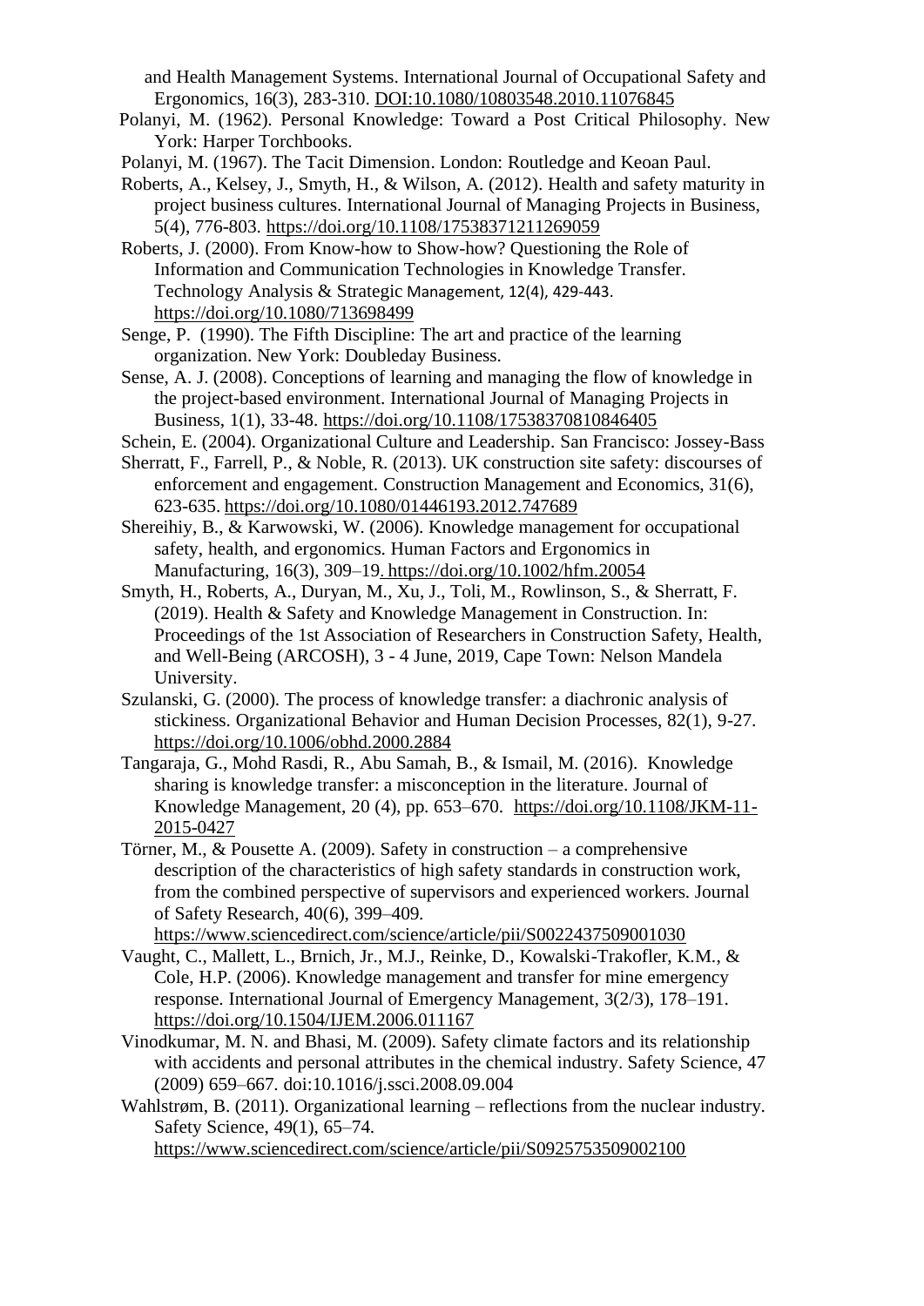and Health Management Systems. International Journal of Occupational Safety and Ergonomics, 16(3), 283-310. DOI:10.1080/10803548.2010.11076845

Polanyi, M. (1962). Personal Knowledge: Toward a Post Critical Philosophy. New York: Harper Torchbooks.

Polanyi, M. (1967). The Tacit Dimension. London: Routledge and Keoan Paul.

Roberts, A., Kelsey, J., Smyth, H., & Wilson, A. (2012). Health and safety maturity in project business cultures. International Journal of Managing Projects in Business, 5(4), 776-803. https://doi.org/10.1108/17538371211269059

Roberts, J. (2000). From Know-how to Show-how? Questioning the Role of Information and Communication Technologies in Knowledge Transfer. Technology Analysis & Strategic Management, 12(4), 429-443. https://doi.org/10.1080/713698499

Senge, P. (1990). The Fifth Discipline: The art and practice of the learning organization. New York: Doubleday Business.

Sense, A. J. (2008). Conceptions of learning and managing the flow of knowledge in the project-based environment. International Journal of Managing Projects in Business, 1(1), 33-48. https://doi.org/10.1108/17538370810846405

Schein, E. (2004). Organizational Culture and Leadership. San Francisco: Jossey-Bass

Sherratt, F., Farrell, P., & Noble, R. (2013). UK construction site safety: discourses of enforcement and engagement. Construction Management and Economics, 31(6), 623-635. https://doi.org/10.1080/01446193.2012.747689

Shereihiy, B., & Karwowski, W. (2006). Knowledge management for occupational safety, health, and ergonomics. Human Factors and Ergonomics in Manufacturing, 16(3), 309–19. https://doi.org/10.1002/hfm.20054

Smyth, H., Roberts, A., Duryan, M., Xu, J., Toli, M., Rowlinson, S., & Sherratt, F. (2019). Health & Safety and Knowledge Management in Construction. In: Proceedings of the 1st Association of Researchers in Construction Safety, Health, and Well-Being (ARCOSH), 3 - 4 June, 2019, Cape Town: Nelson Mandela University.

Szulanski, G. (2000). The process of knowledge transfer: a diachronic analysis of stickiness. Organizational Behavior and Human Decision Processes, 82(1), 9-27. https://doi.org/10.1006/obhd.2000.2884

Tangaraja, G., Mohd Rasdi, R., Abu Samah, B., & Ismail, M. (2016). Knowledge sharing is knowledge transfer: a misconception in the literature. Journal of Knowledge Management, 20 (4), pp. 653–670. https://doi.org/10.1108/JKM-11-2015-0427

Törner, M., & Pousette A. (2009). Safety in construction – a comprehensive description of the characteristics of high safety standards in construction work, from the combined perspective of supervisors and experienced workers. Journal of Safety Research, 40(6), 399–409. https://www.sciencedirect.com/science/article/pii/S0022437509001030

Vaught, C., Mallett, L., Brnich, Jr., M.J., Reinke, D., Kowalski-Trakofler, K.M., & Cole, H.P. (2006). Knowledge management and transfer for mine emergency response. International Journal of Emergency Management, 3(2/3), 178–191. https://doi.org/10.1504/IJEM.2006.011167

Vinodkumar, M. N. and Bhasi, M. (2009). Safety climate factors and its relationship with accidents and personal attributes in the chemical industry. Safety Science, 47 (2009) 659–667. doi:10.1016/j.ssci.2008.09.004

Wahlstrøm, B. (2011). Organizational learning – reflections from the nuclear industry. Safety Science, 49(1), 65–74. https://www.sciencedirect.com/science/article/pii/S0925753509002100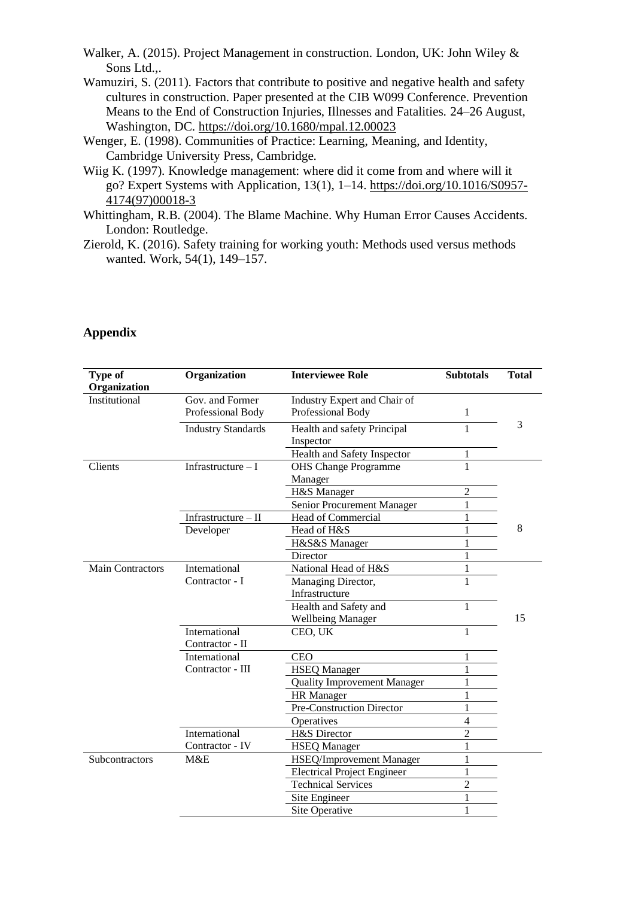Walker, A. (2015). Project Management in construction. London, UK: John Wiley & Sons Ltd.,.

Wamuziri, S. (2011). Factors that contribute to positive and negative health and safety cultures in construction. Paper presented at the CIB W099 Conference. Prevention Means to the End of Construction Injuries, Illnesses and Fatalities. 24–26 August, Washington, DC. https://doi.org/10.1680/mpal.12.00023

Wenger, E. (1998). Communities of Practice: Learning, Meaning, and Identity, Cambridge University Press, Cambridge.

Wiig K. (1997). Knowledge management: where did it come from and where will it go? Expert Systems with Application, 13(1), 1–14. https://doi.org/10.1016/S0957-4174(97)00018-3

Whittingham, R.B. (2004). The Blame Machine. Why Human Error Causes Accidents. London: Routledge.

Zierold, K. (2016). Safety training for working youth: Methods used versus methods wanted. Work, 54(1), 149–157.

## Appendix

| Type of Organization | Organization | Interviewee Role | Subtotals | Total |
|---|---|---|---|---|
| Institutional | Gov. and Former Professional Body | Industry Expert and Chair of Professional Body | 1 | 3 |
| | Industry Standards | Health and safety Principal Inspector | 1 | |
| | | Health and Safety Inspector | 1 | |
| Clients | Infrastructure – I | OHS Change Programme Manager | 1 | 8 |
| | | H&S Manager | 2 | |
| | | Senior Procurement Manager | 1 | |
| | Infrastructure – II | Head of Commercial | 1 | |
| | Developer | Head of H&S | 1 | |
| | | H&S&S Manager | 1 | |
| | | Director | 1 | |
| Main Contractors | International Contractor - I | National Head of H&S | 1 | 15 |
| | | Managing Director, Infrastructure | 1 | |
| | | Health and Safety and Wellbeing Manager | 1 | |
| | International Contractor - II | CEO, UK | 1 | |
| | International Contractor - III | CEO | 1 | |
| | | HSEQ Manager | 1 | |
| | | Quality Improvement Manager | 1 | |
| | | HR Manager | 1 | |
| | | Pre-Construction Director | 1 | |
| | | Operatives | 4 | |
| | International Contractor - IV | H&S Director | 2 | |
| | | HSEQ Manager | 1 | |
| Subcontractors | M&E | HSEQ/Improvement Manager | 1 | |
| | | Electrical Project Engineer | 1 | |
| | | Technical Services | 2 | |
| | | Site Engineer | 1 | |
| | | Site Operative | 1 | |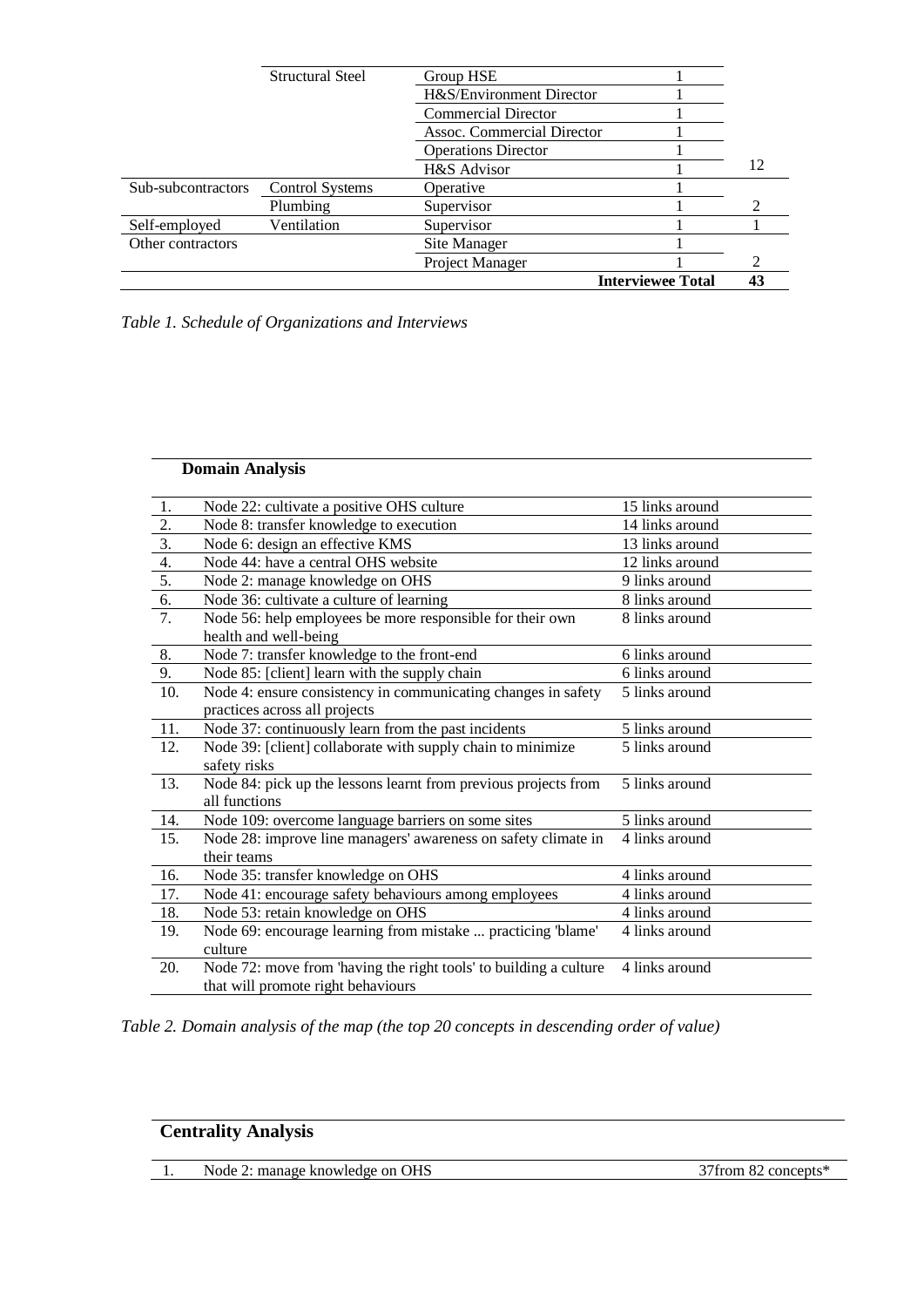| | | | | |
|---|---|---|---|---|
| | Structural Steel | Group HSE | 1 | |
| | | H&S/Environment Director | 1 | |
| | | Commercial Director | 1 | |
| | | Assoc. Commercial Director | 1 | |
| | | Operations Director | 1 | |
| | | H&S Advisor | 1 | 12 |
| Sub-subcontractors | Control Systems | Operative | 1 | |
| | Plumbing | Supervisor | 1 | 2 |
| Self-employed | Ventilation | Supervisor | 1 | 1 |
| Other contractors | | Site Manager | 1 | |
| | | Project Manager | 1 | 2 |
| | | | **Interviewee Total** | **43** |

*Table 1. Schedule of Organizations and Interviews*

| | **Domain Analysis** | |
|---|---|---|
| 1. | Node 22: cultivate a positive OHS culture | 15 links around |
| 2. | Node 8: transfer knowledge to execution | 14 links around |
| 3. | Node 6: design an effective KMS | 13 links around |
| 4. | Node 44: have a central OHS website | 12 links around |
| 5. | Node 2: manage knowledge on OHS | 9 links around |
| 6. | Node 36: cultivate a culture of learning | 8 links around |
| 7. | Node 56: help employees be more responsible for their own health and well-being | 8 links around |
| 8. | Node 7: transfer knowledge to the front-end | 6 links around |
| 9. | Node 85: [client] learn with the supply chain | 6 links around |
| 10. | Node 4: ensure consistency in communicating changes in safety practices across all projects | 5 links around |
| 11. | Node 37: continuously learn from the past incidents | 5 links around |
| 12. | Node 39: [client] collaborate with supply chain to minimize safety risks | 5 links around |
| 13. | Node 84: pick up the lessons learnt from previous projects from all functions | 5 links around |
| 14. | Node 109: overcome language barriers on some sites | 5 links around |
| 15. | Node 28: improve line managers' awareness on safety climate in their teams | 4 links around |
| 16. | Node 35: transfer knowledge on OHS | 4 links around |
| 17. | Node 41: encourage safety behaviours among employees | 4 links around |
| 18. | Node 53: retain knowledge on OHS | 4 links around |
| 19. | Node 69: encourage learning from mistake ... practicing 'blame' culture | 4 links around |
| 20. | Node 72: move from 'having the right tools' to building a culture that will promote right behaviours | 4 links around |

*Table 2. Domain analysis of the map (the top 20 concepts in descending order of value)*

| | **Centrality Analysis** | |
|---|---|---|
| 1. | Node 2: manage knowledge on OHS | 37from 82 concepts* |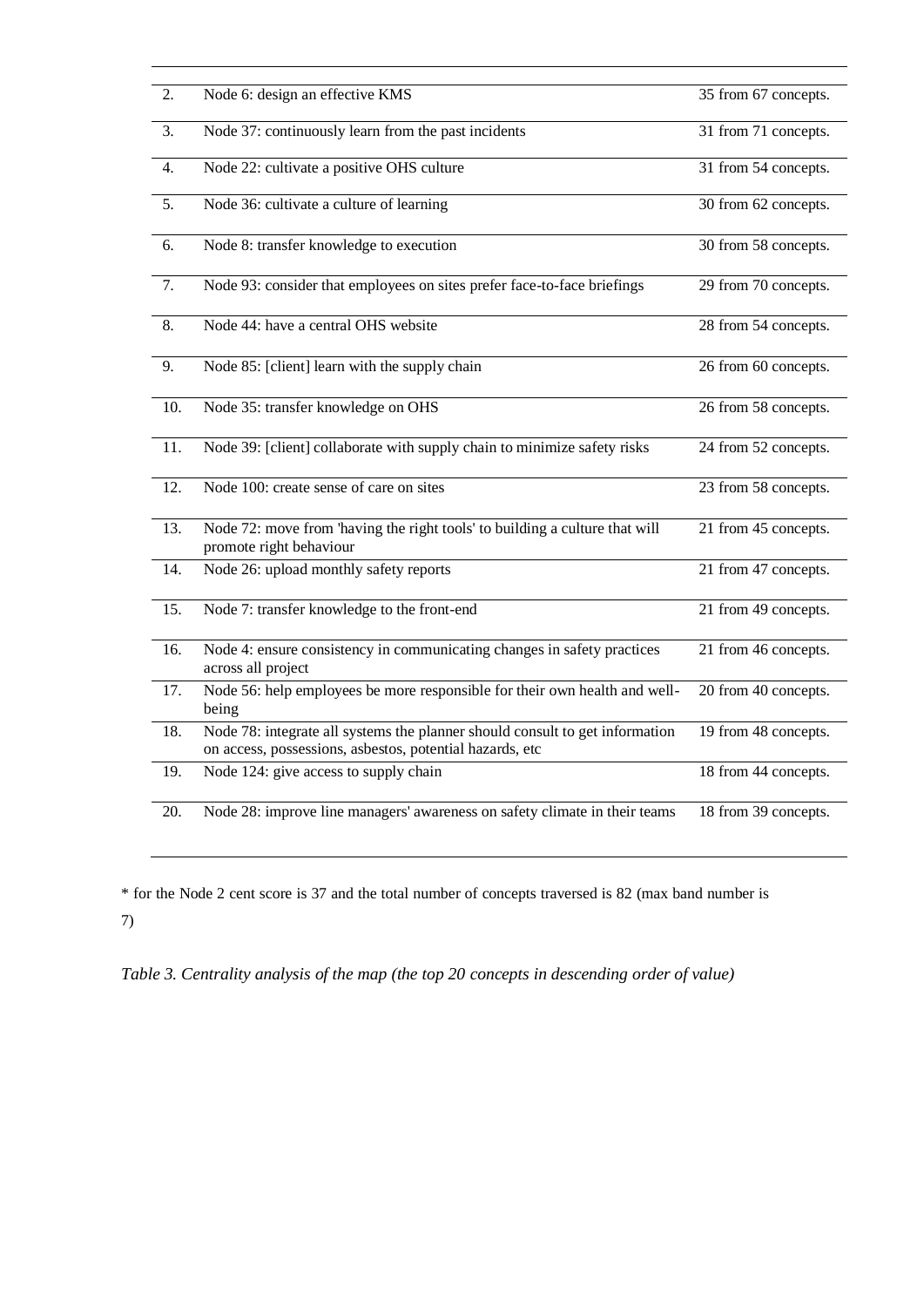| | | |
|---|---|---|
| 2. | Node 6: design an effective KMS | 35 from 67 concepts. |
| 3. | Node 37: continuously learn from the past incidents | 31 from 71 concepts. |
| 4. | Node 22: cultivate a positive OHS culture | 31 from 54 concepts. |
| 5. | Node 36: cultivate a culture of learning | 30 from 62 concepts. |
| 6. | Node 8: transfer knowledge to execution | 30 from 58 concepts. |
| 7. | Node 93: consider that employees on sites prefer face-to-face briefings | 29 from 70 concepts. |
| 8. | Node 44: have a central OHS website | 28 from 54 concepts. |
| 9. | Node 85: [client] learn with the supply chain | 26 from 60 concepts. |
| 10. | Node 35: transfer knowledge on OHS | 26 from 58 concepts. |
| 11. | Node 39: [client] collaborate with supply chain to minimize safety risks | 24 from 52 concepts. |
| 12. | Node 100: create sense of care on sites | 23 from 58 concepts. |
| 13. | Node 72: move from 'having the right tools' to building a culture that will promote right behaviour | 21 from 45 concepts. |
| 14. | Node 26: upload monthly safety reports | 21 from 47 concepts. |
| 15. | Node 7: transfer knowledge to the front-end | 21 from 49 concepts. |
| 16. | Node 4: ensure consistency in communicating changes in safety practices across all project | 21 from 46 concepts. |
| 17. | Node 56: help employees be more responsible for their own health and well-being | 20 from 40 concepts. |
| 18. | Node 78: integrate all systems the planner should consult to get information on access, possessions, asbestos, potential hazards, etc | 19 from 48 concepts. |
| 19. | Node 124: give access to supply chain | 18 from 44 concepts. |
| 20. | Node 28: improve line managers' awareness on safety climate in their teams | 18 from 39 concepts. |

* for the Node 2 cent score is 37 and the total number of concepts traversed is 82 (max band number is 7)

*Table 3. Centrality analysis of the map (the top 20 concepts in descending order of value)*